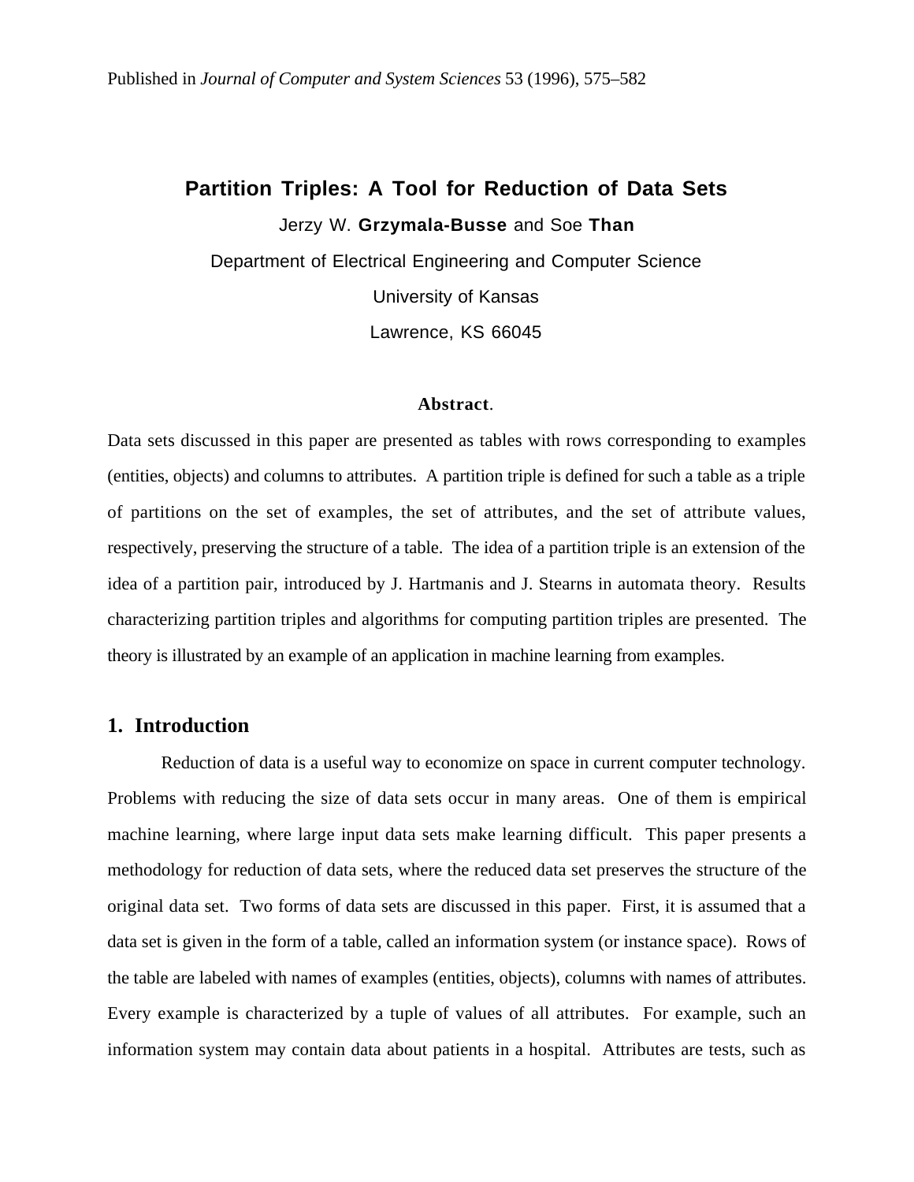Published in *Journal of Computer and System Sciences* 53 (1996), 575–582

# Partition Triples: A Tool for Reduction of Data Sets

Jerzy W. **Grzymala-Busse** and Soe **Than**

Department of Electrical Engineering and Computer Science

University of Kansas

Lawrence, KS 66045

**Abstract**.

Data sets discussed in this paper are presented as tables with rows corresponding to examples (entities, objects) and columns to attributes. A partition triple is defined for such a table as a triple of partitions on the set of examples, the set of attributes, and the set of attribute values, respectively, preserving the structure of a table. The idea of a partition triple is an extension of the idea of a partition pair, introduced by J. Hartmanis and J. Stearns in automata theory. Results characterizing partition triples and algorithms for computing partition triples are presented. The theory is illustrated by an example of an application in machine learning from examples.

## 1. Introduction

Reduction of data is a useful way to economize on space in current computer technology. Problems with reducing the size of data sets occur in many areas. One of them is empirical machine learning, where large input data sets make learning difficult. This paper presents a methodology for reduction of data sets, where the reduced data set preserves the structure of the original data set. Two forms of data sets are discussed in this paper. First, it is assumed that a data set is given in the form of a table, called an information system (or instance space). Rows of the table are labeled with names of examples (entities, objects), columns with names of attributes. Every example is characterized by a tuple of values of all attributes. For example, such an information system may contain data about patients in a hospital. Attributes are tests, such as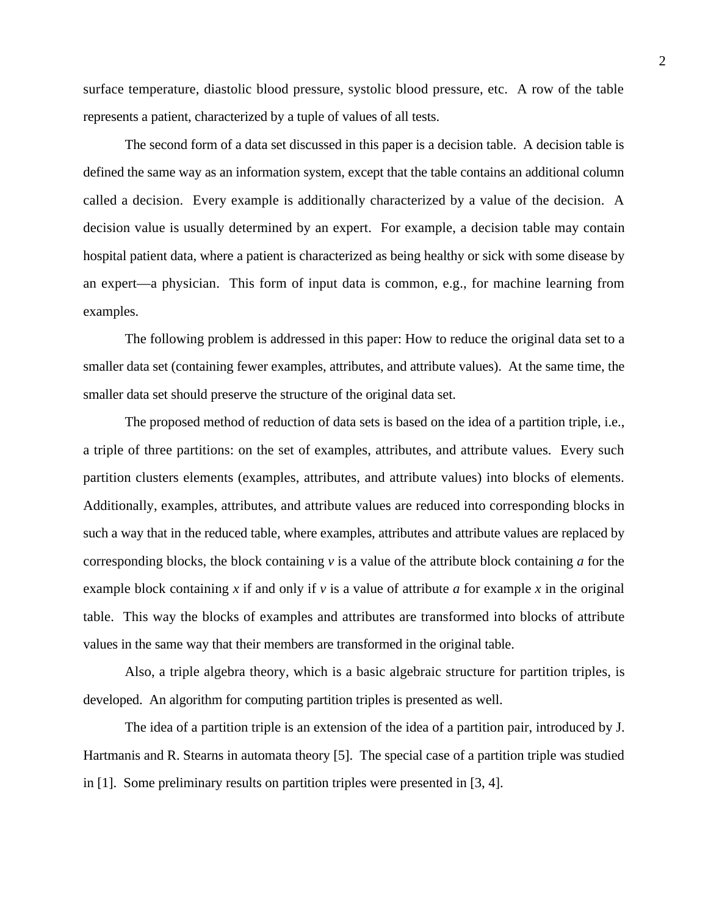surface temperature, diastolic blood pressure, systolic blood pressure, etc. A row of the table represents a patient, characterized by a tuple of values of all tests.

The second form of a data set discussed in this paper is a decision table. A decision table is defined the same way as an information system, except that the table contains an additional column called a decision. Every example is additionally characterized by a value of the decision. A decision value is usually determined by an expert. For example, a decision table may contain hospital patient data, where a patient is characterized as being healthy or sick with some disease by an expert—a physician. This form of input data is common, e.g., for machine learning from examples.

The following problem is addressed in this paper: How to reduce the original data set to a smaller data set (containing fewer examples, attributes, and attribute values). At the same time, the smaller data set should preserve the structure of the original data set.

The proposed method of reduction of data sets is based on the idea of a partition triple, i.e., a triple of three partitions: on the set of examples, attributes, and attribute values. Every such partition clusters elements (examples, attributes, and attribute values) into blocks of elements. Additionally, examples, attributes, and attribute values are reduced into corresponding blocks in such a way that in the reduced table, where examples, attributes and attribute values are replaced by corresponding blocks, the block containing *v* is a value of the attribute block containing *a* for the example block containing *x* if and only if *v* is a value of attribute *a* for example *x* in the original table. This way the blocks of examples and attributes are transformed into blocks of attribute values in the same way that their members are transformed in the original table.

Also, a triple algebra theory, which is a basic algebraic structure for partition triples, is developed. An algorithm for computing partition triples is presented as well.

The idea of a partition triple is an extension of the idea of a partition pair, introduced by J. Hartmanis and R. Stearns in automata theory [5]. The special case of a partition triple was studied in [1]. Some preliminary results on partition triples were presented in [3, 4].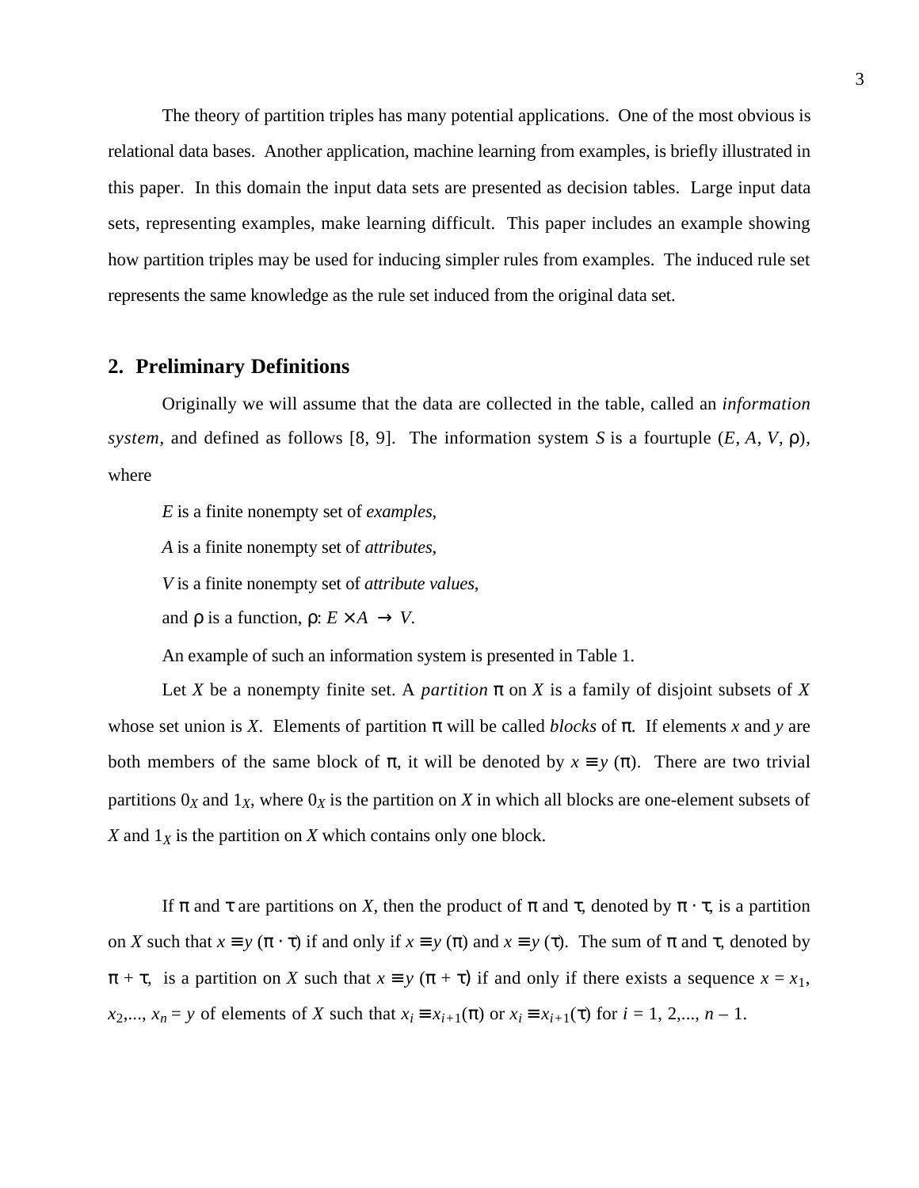The theory of partition triples has many potential applications. One of the most obvious is relational data bases. Another application, machine learning from examples, is briefly illustrated in this paper. In this domain the input data sets are presented as decision tables. Large input data sets, representing examples, make learning difficult. This paper includes an example showing how partition triples may be used for inducing simpler rules from examples. The induced rule set represents the same knowledge as the rule set induced from the original data set.

## 2. Preliminary Definitions

Originally we will assume that the data are collected in the table, called an *information system*, and defined as follows [8, 9]. The information system $S$ is a fourtuple ($E$, $A$, $V$, $\rho$), where

$E$ is a finite nonempty set of *examples*,

$A$ is a finite nonempty set of *attributes*,

$V$ is a finite nonempty set of *attribute values*,

and $\rho$ is a function, $\rho: E \times A \rightarrow V$.

An example of such an information system is presented in Table 1.

Let $X$ be a nonempty finite set. A *partition* $\pi$ on $X$ is a family of disjoint subsets of $X$ whose set union is $X$. Elements of partition $\pi$ will be called *blocks* of $\pi$. If elements $x$ and $y$ are both members of the same block of $\pi$, it will be denoted by $x \equiv y$ ($\pi$). There are two trivial partitions $0_X$ and $1_X$, where $0_X$ is the partition on $X$ in which all blocks are one-element subsets of $X$ and $1_X$ is the partition on $X$ which contains only one block.

If $\pi$ and $\tau$ are partitions on $X$, then the product of $\pi$ and $\tau$, denoted by $\pi \cdot \tau$, is a partition on $X$ such that $x \equiv y$ ($\pi \cdot \tau$) if and only if $x \equiv y$ ($\pi$) and $x \equiv y$ ($\tau$). The sum of $\pi$ and $\tau$, denoted by $\pi + \tau$, is a partition on $X$ such that $x \equiv y$ ($\pi + \tau$) if and only if there exists a sequence $x = x_1$, $x_2$,..., $x_n = y$ of elements of $X$ such that $x_i \equiv x_{i+1}(\pi)$ or $x_i \equiv x_{i+1}(\tau)$ for $i$ = 1, 2,..., $n$ – 1.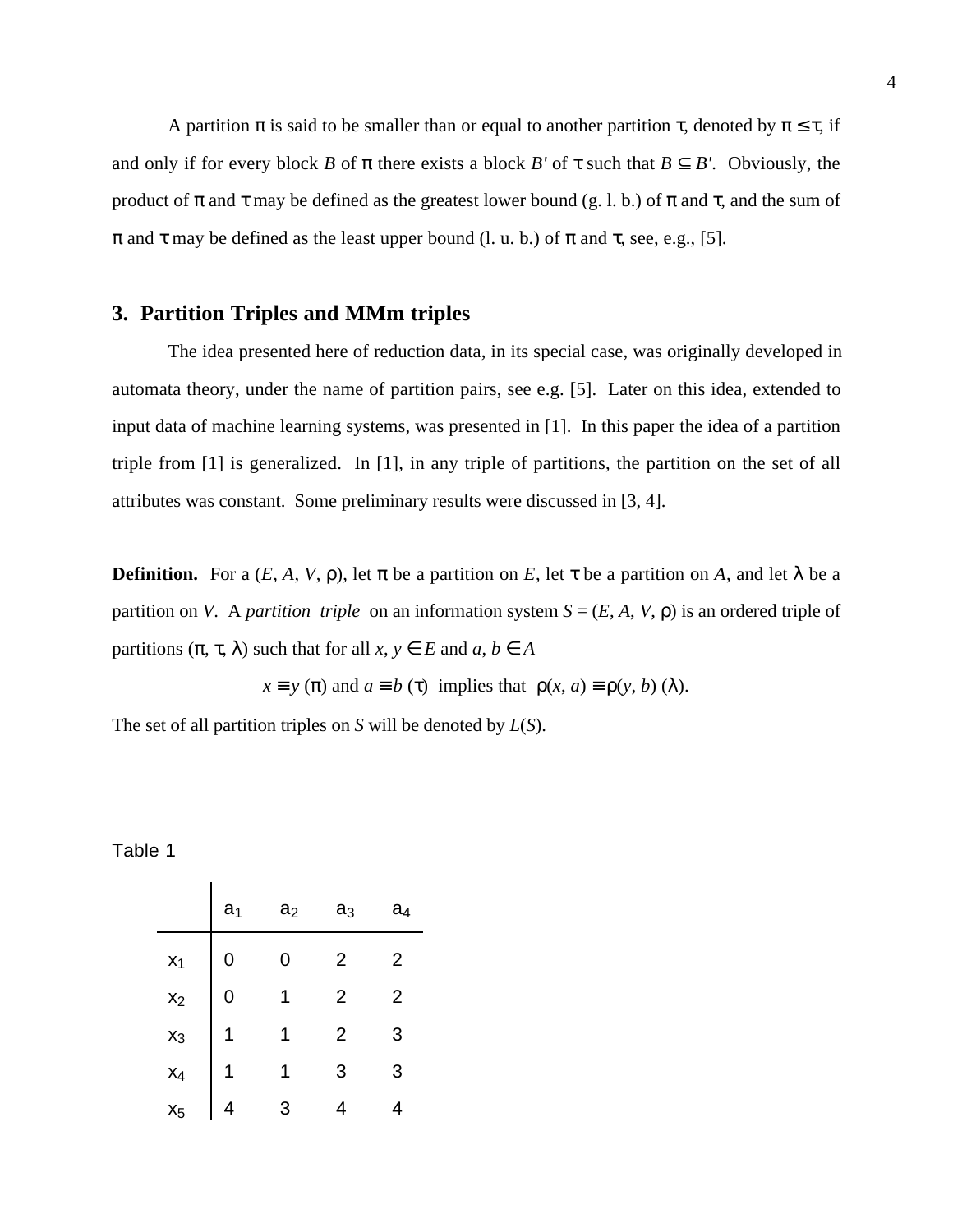A partition $\pi$ is said to be smaller than or equal to another partition $\tau$, denoted by $\pi \leq \tau$, if and only if for every block $B$ of $\pi$ there exists a block $B'$ of $\tau$ such that $B \subseteq B'$. Obviously, the product of $\pi$ and $\tau$ may be defined as the greatest lower bound (g. l. b.) of $\pi$ and $\tau$, and the sum of $\pi$ and $\tau$ may be defined as the least upper bound (l. u. b.) of $\pi$ and $\tau$, see, e.g., [5].

## 3. Partition Triples and MMm triples

The idea presented here of reduction data, in its special case, was originally developed in automata theory, under the name of partition pairs, see e.g. [5]. Later on this idea, extended to input data of machine learning systems, was presented in [1]. In this paper the idea of a partition triple from [1] is generalized. In [1], in any triple of partitions, the partition on the set of all attributes was constant. Some preliminary results were discussed in [3, 4].

**Definition.** For a $(E, A, V, \rho)$, let $\pi$ be a partition on $E$, let $\tau$ be a partition on $A$, and let $\lambda$ be a partition on $V$. A *partition triple* on an information system $S = (E, A, V, \rho)$ is an ordered triple of partitions $(\pi, \tau, \lambda)$ such that for all $x, y \in E$ and $a, b \in A$

$$x \equiv y\ (\pi) \text{ and } a \equiv b\ (\tau) \text{ implies that } \rho(x, a) \equiv \rho(y, b)\ (\lambda).$$

The set of all partition triples on $S$ will be denoted by $L(S)$.

Table 1

| | $a_1$ | $a_2$ | $a_3$ | $a_4$ |
|---|---|---|---|---|
| $x_1$ | 0 | 0 | 2 | 2 |
| $x_2$ | 0 | 1 | 2 | 2 |
| $x_3$ | 1 | 1 | 2 | 3 |
| $x_4$ | 1 | 1 | 3 | 3 |
| $x_5$ | 4 | 3 | 4 | 4 |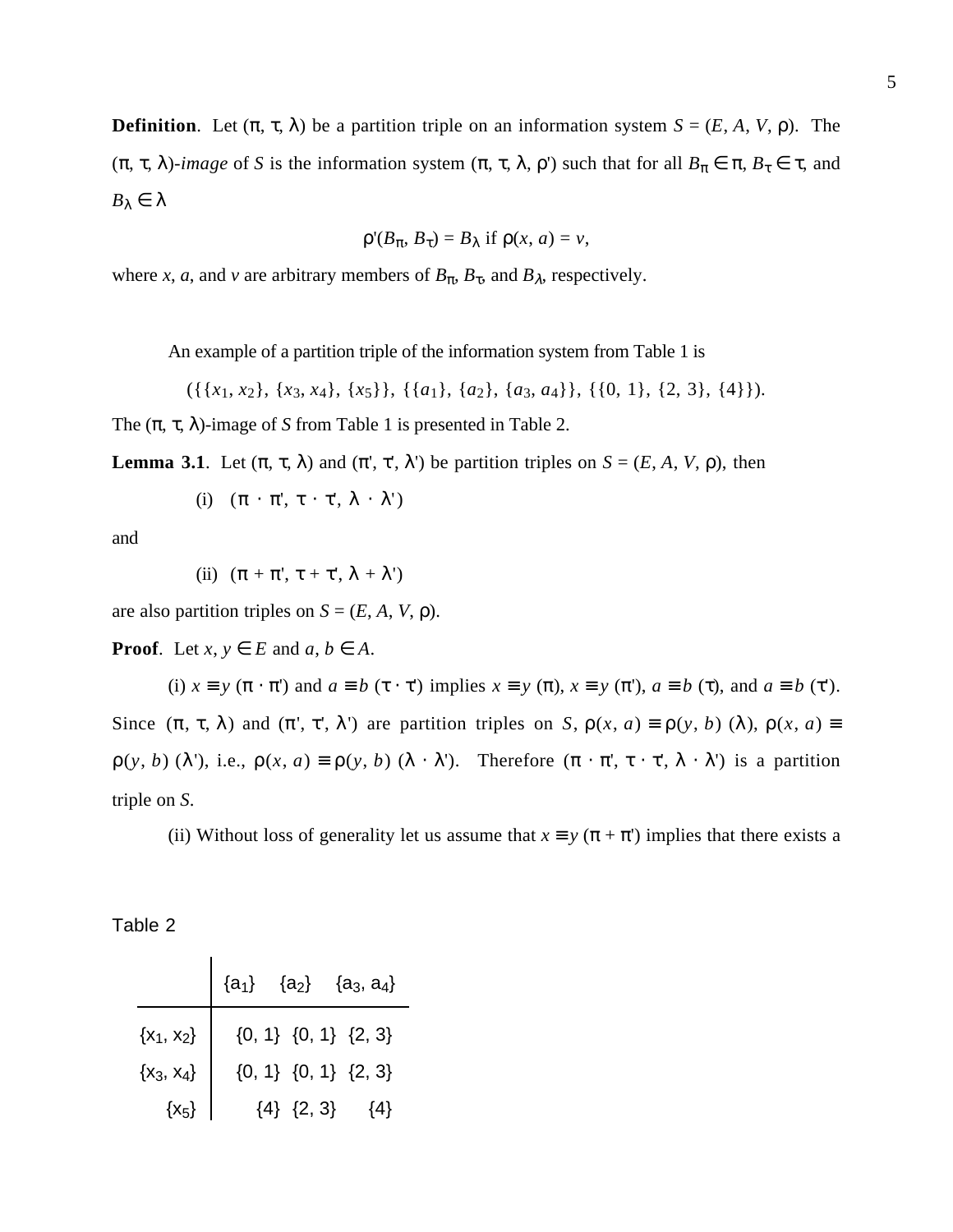**Definition**. Let $(\pi, \tau, \lambda)$ be a partition triple on an information system $S = (E, A, V, \rho)$. The $(\pi, \tau, \lambda)$-*image* of $S$ is the information system $(\pi, \tau, \lambda, \rho')$ such that for all $B_\pi \in \pi$, $B_\tau \in \tau$, and $B_\lambda \in \lambda$

$$\rho'(B_\pi, B_\tau) = B_\lambda \text{ if } \rho(x, a) = v,$$

where $x$, $a$, and $v$ are arbitrary members of $B_\pi$, $B_\tau$, and $B_\lambda$, respectively.

An example of a partition triple of the information system from Table 1 is

$$(\{\{x_1, x_2\}, \{x_3, x_4\}, \{x_5\}\}, \{\{a_1\}, \{a_2\}, \{a_3, a_4\}\}, \{\{0, 1\}, \{2, 3\}, \{4\}\}).$$

The $(\pi, \tau, \lambda)$-image of $S$ from Table 1 is presented in Table 2.

**Lemma 3.1**. Let $(\pi, \tau, \lambda)$ and $(\pi', \tau', \lambda')$ be partition triples on $S = (E, A, V, \rho)$, then

(i) $(\pi \cdot \pi', \tau \cdot \tau', \lambda \cdot \lambda')$

and

(ii) $(\pi + \pi', \tau + \tau', \lambda + \lambda')$

are also partition triples on $S = (E, A, V, \rho)$.

**Proof**. Let $x, y \in E$ and $a, b \in A$.

(i) $x \equiv y\ (\pi \cdot \pi')$ and $a \equiv b\ (\tau \cdot \tau')$ implies $x \equiv y\ (\pi)$, $x \equiv y\ (\pi')$, $a \equiv b\ (\tau)$, and $a \equiv b\ (\tau')$. Since $(\pi, \tau, \lambda)$ and $(\pi', \tau', \lambda')$ are partition triples on $S$, $\rho(x, a) \equiv \rho(y, b)\ (\lambda)$, $\rho(x, a) \equiv \rho(y, b)\ (\lambda')$, i.e., $\rho(x, a) \equiv \rho(y, b)\ (\lambda \cdot \lambda')$. Therefore $(\pi \cdot \pi', \tau \cdot \tau', \lambda \cdot \lambda')$ is a partition triple on $S$.

(ii) Without loss of generality let us assume that $x \equiv y\ (\pi + \pi')$ implies that there exists a

Table 2

| | $\{a_1\}$ | $\{a_2\}$ | $\{a_3, a_4\}$ |
|---|---|---|---|
| $\{x_1, x_2\}$ | $\{0, 1\}$ | $\{0, 1\}$ | $\{2, 3\}$ |
| $\{x_3, x_4\}$ | $\{0, 1\}$ | $\{0, 1\}$ | $\{2, 3\}$ |
| $\{x_5\}$ | $\{4\}$ | $\{2, 3\}$ | $\{4\}$ |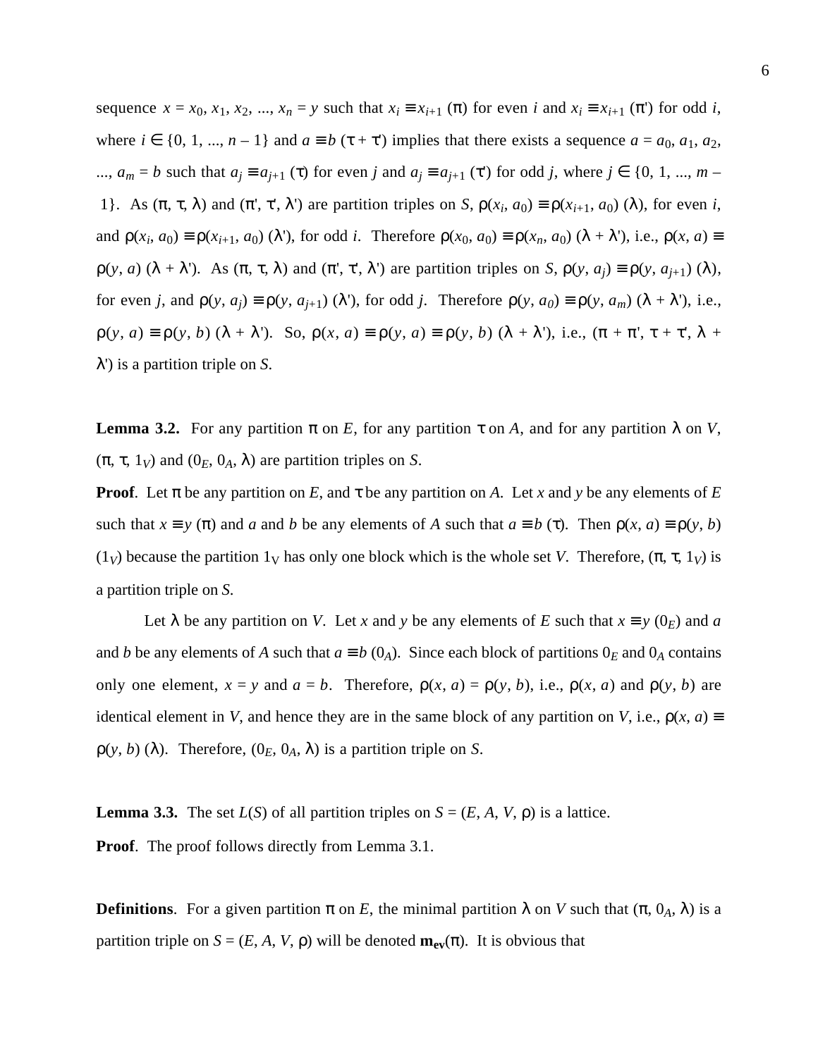sequence $x = x_0, x_1, x_2, ..., x_n = y$ such that $x_i \equiv x_{i+1}$ ($\pi$) for even $i$ and $x_i \equiv x_{i+1}$ ($\pi'$) for odd $i$, where $i \in \{0, 1, ..., n-1\}$ and $a \equiv b$ ($\tau + \tau'$) implies that there exists a sequence $a = a_0, a_1, a_2, ..., a_m = b$ such that $a_j \equiv a_{j+1}$ ($\tau$) for even $j$ and $a_j \equiv a_{j+1}$ ($\tau'$) for odd $j$, where $j \in \{0, 1, ..., m-1\}$. As ($\pi$, $\tau$, $\lambda$) and ($\pi'$, $\tau'$, $\lambda'$) are partition triples on $S$, $\rho(x_i, a_0) \equiv \rho(x_{i+1}, a_0)$ ($\lambda$), for even $i$, and $\rho(x_i, a_0) \equiv \rho(x_{i+1}, a_0)$ ($\lambda'$), for odd $i$. Therefore $\rho(x_0, a_0) \equiv \rho(x_n, a_0)$ ($\lambda + \lambda'$), i.e., $\rho(x, a) \equiv \rho(y, a)$ ($\lambda + \lambda'$). As ($\pi$, $\tau$, $\lambda$) and ($\pi'$, $\tau'$, $\lambda'$) are partition triples on $S$, $\rho(y, a_j) \equiv \rho(y, a_{j+1})$ ($\lambda$), for even $j$, and $\rho(y, a_j) \equiv \rho(y, a_{j+1})$ ($\lambda'$), for odd $j$. Therefore $\rho(y, a_0) \equiv \rho(y, a_m)$ ($\lambda + \lambda'$), i.e., $\rho(y, a) \equiv \rho(y, b)$ ($\lambda + \lambda'$). So, $\rho(x, a) \equiv \rho(y, a) \equiv \rho(y, b)$ ($\lambda + \lambda'$), i.e., ($\pi + \pi'$, $\tau + \tau'$, $\lambda + \lambda'$) is a partition triple on $S$.

**Lemma 3.2.** For any partition $\pi$ on $E$, for any partition $\tau$ on $A$, and for any partition $\lambda$ on $V$, ($\pi$, $\tau$, $1_V$) and ($0_E$, $0_A$, $\lambda$) are partition triples on $S$.

**Proof**. Let $\pi$ be any partition on $E$, and $\tau$ be any partition on $A$. Let $x$ and $y$ be any elements of $E$ such that $x \equiv y$ ($\pi$) and $a$ and $b$ be any elements of $A$ such that $a \equiv b$ ($\tau$). Then $\rho(x, a) \equiv \rho(y, b)$ ($1_V$) because the partition $1_V$ has only one block which is the whole set $V$. Therefore, ($\pi$, $\tau$, $1_V$) is a partition triple on $S$.

Let $\lambda$ be any partition on $V$. Let $x$ and $y$ be any elements of $E$ such that $x \equiv y$ ($0_E$) and $a$ and $b$ be any elements of $A$ such that $a \equiv b$ ($0_A$). Since each block of partitions $0_E$ and $0_A$ contains only one element, $x = y$ and $a = b$. Therefore, $\rho(x, a) = \rho(y, b)$, i.e., $\rho(x, a)$ and $\rho(y, b)$ are identical element in $V$, and hence they are in the same block of any partition on $V$, i.e., $\rho(x, a) \equiv \rho(y, b)$ ($\lambda$). Therefore, ($0_E$, $0_A$, $\lambda$) is a partition triple on $S$.

**Lemma 3.3.** The set $L(S)$ of all partition triples on $S = (E, A, V, \rho)$ is a lattice.

**Proof**. The proof follows directly from Lemma 3.1.

**Definitions**. For a given partition $\pi$ on $E$, the minimal partition $\lambda$ on $V$ such that ($\pi$, $0_A$, $\lambda$) is a partition triple on $S = (E, A, V, \rho)$ will be denoted $\mathbf{m_{ev}}(\pi)$. It is obvious that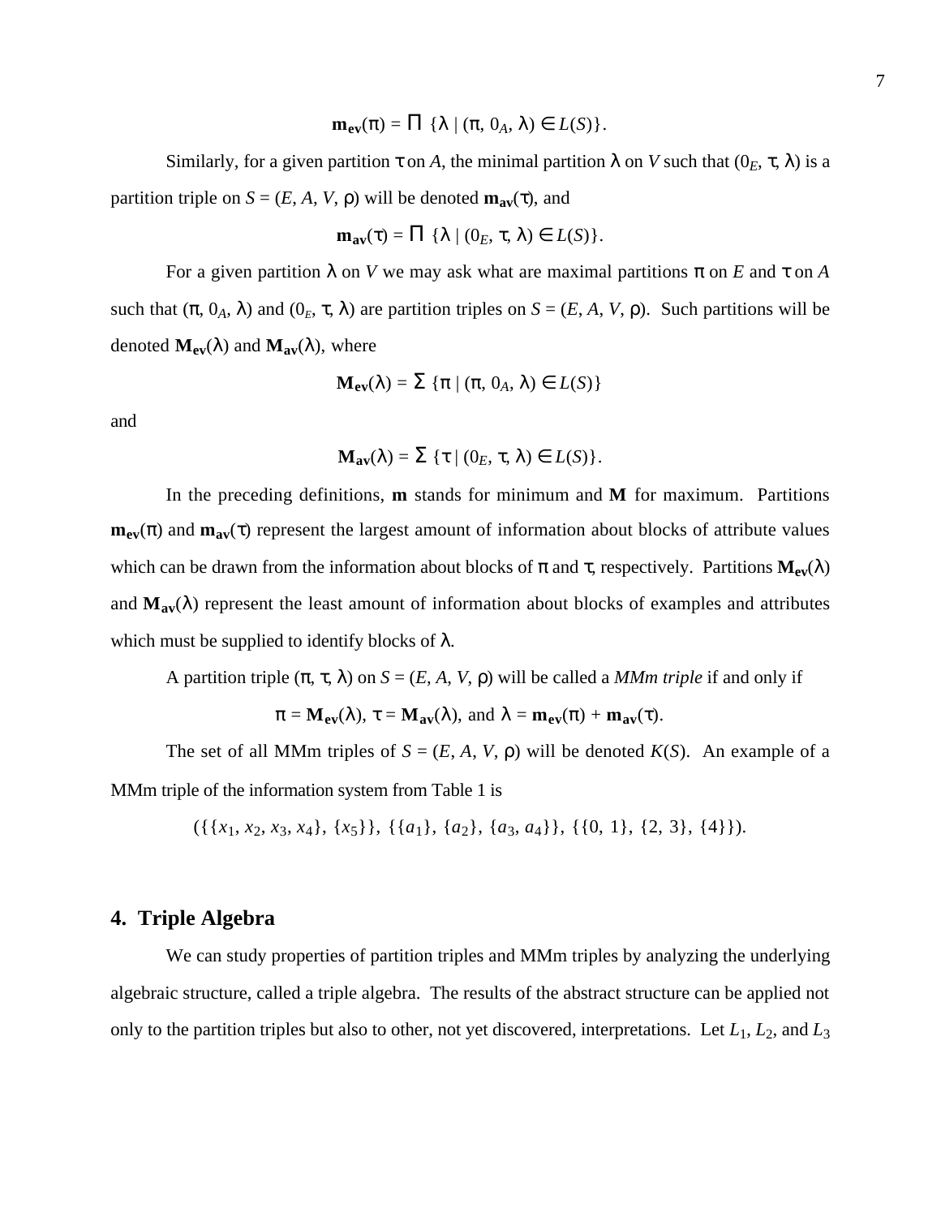$$\mathbf{m_{ev}}(\pi) = \prod \{\lambda \mid (\pi, 0_A, \lambda) \in L(S)\}.$$

Similarly, for a given partition $\tau$ on $A$, the minimal partition $\lambda$ on $V$ such that $(0_E, \tau, \lambda)$ is a partition triple on $S = (E, A, V, \rho)$ will be denoted $\mathbf{m_{av}}(\tau)$, and

$$\mathbf{m_{av}}(\tau) = \prod \{\lambda \mid (0_E, \tau, \lambda) \in L(S)\}.$$

For a given partition $\lambda$ on $V$ we may ask what are maximal partitions $\pi$ on $E$ and $\tau$ on $A$ such that $(\pi, 0_A, \lambda)$ and $(0_E, \tau, \lambda)$ are partition triples on $S = (E, A, V, \rho)$. Such partitions will be denoted $\mathbf{M_{ev}}(\lambda)$ and $\mathbf{M_{av}}(\lambda)$, where

$$\mathbf{M_{ev}}(\lambda) = \sum \{\pi \mid (\pi, 0_A, \lambda) \in L(S)\}$$

and

$$\mathbf{M_{av}}(\lambda) = \sum \{\tau \mid (0_E, \tau, \lambda) \in L(S)\}.$$

In the preceding definitions, **m** stands for minimum and **M** for maximum. Partitions $\mathbf{m_{ev}}(\pi)$ and $\mathbf{m_{av}}(\tau)$ represent the largest amount of information about blocks of attribute values which can be drawn from the information about blocks of $\pi$ and $\tau$, respectively. Partitions $\mathbf{M_{ev}}(\lambda)$ and $\mathbf{M_{av}}(\lambda)$ represent the least amount of information about blocks of examples and attributes which must be supplied to identify blocks of $\lambda$.

A partition triple $(\pi, \tau, \lambda)$ on $S = (E, A, V, \rho)$ will be called a *MMm triple* if and only if

$$\pi = \mathbf{M_{ev}}(\lambda),\ \tau = \mathbf{M_{av}}(\lambda),\ \text{and}\ \lambda = \mathbf{m_{ev}}(\pi) + \mathbf{m_{av}}(\tau).$$

The set of all MMm triples of $S = (E, A, V, \rho)$ will be denoted $K(S)$. An example of a MMm triple of the information system from Table 1 is

$$(\{\{x_1, x_2, x_3, x_4\}, \{x_5\}\}, \{\{a_1\}, \{a_2\}, \{a_3, a_4\}\}, \{\{0, 1\}, \{2, 3\}, \{4\}\}).$$

## 4. Triple Algebra

We can study properties of partition triples and MMm triples by analyzing the underlying algebraic structure, called a triple algebra. The results of the abstract structure can be applied not only to the partition triples but also to other, not yet discovered, interpretations. Let $L_1$, $L_2$, and $L_3$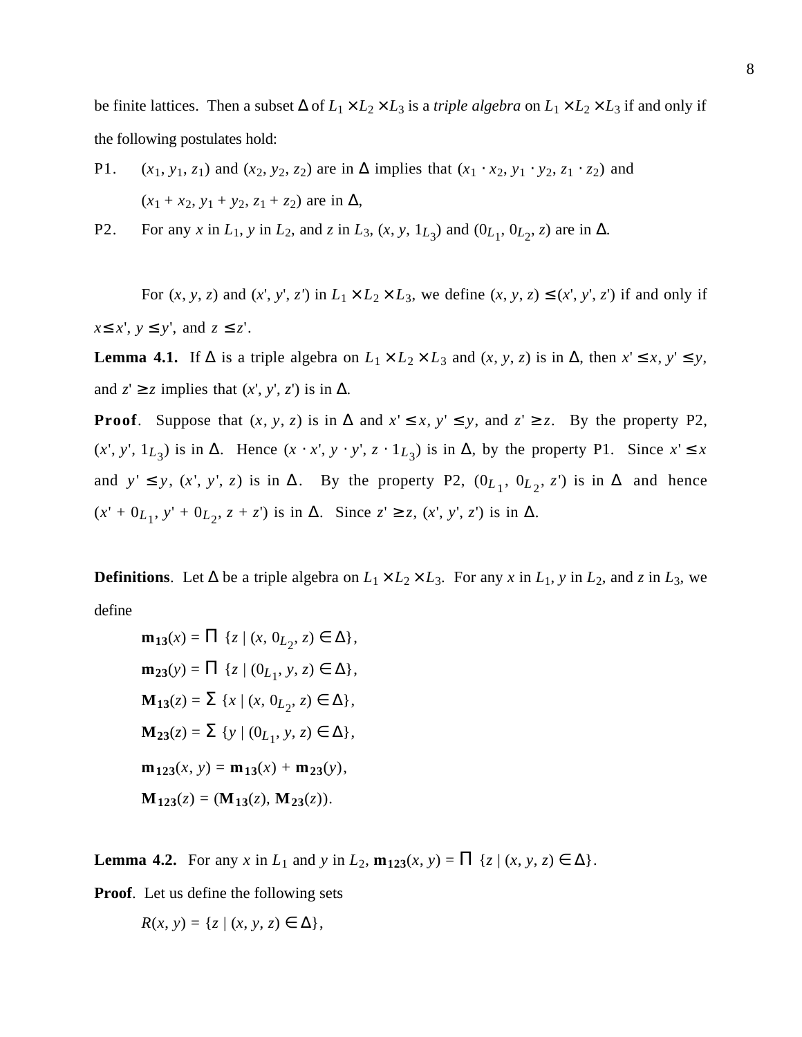be finite lattices. Then a subset $\Delta$ of $L_1 \times L_2 \times L_3$ is a *triple algebra* on $L_1 \times L_2 \times L_3$ if and only if the following postulates hold:

P1. $(x_1, y_1, z_1)$ and $(x_2, y_2, z_2)$ are in $\Delta$ implies that $(x_1 \cdot x_2, y_1 \cdot y_2, z_1 \cdot z_2)$ and $(x_1 + x_2, y_1 + y_2, z_1 + z_2)$ are in $\Delta$,

P2. For any $x$ in $L_1$, $y$ in $L_2$, and $z$ in $L_3$, $(x, y, 1_{L_3})$ and $(0_{L_1}, 0_{L_2}, z)$ are in $\Delta$.

For $(x, y, z)$ and $(x', y', z')$ in $L_1 \times L_2 \times L_3$, we define $(x, y, z) \leq (x', y', z')$ if and only if $x \leq x'$, $y \leq y'$, and $z \leq z'$.

**Lemma 4.1.** If $\Delta$ is a triple algebra on $L_1 \times L_2 \times L_3$ and $(x, y, z)$ is in $\Delta$, then $x' \leq x$, $y' \leq y$, and $z' \geq z$ implies that $(x', y', z')$ is in $\Delta$.

**Proof**. Suppose that $(x, y, z)$ is in $\Delta$ and $x' \leq x$, $y' \leq y$, and $z' \geq z$. By the property P2, $(x', y', 1_{L_3})$ is in $\Delta$. Hence $(x \cdot x', y \cdot y', z \cdot 1_{L_3})$ is in $\Delta$, by the property P1. Since $x' \leq x$ and $y' \leq y$, $(x', y', z)$ is in $\Delta$. By the property P2, $(0_{L_1}, 0_{L_2}, z')$ is in $\Delta$ and hence $(x' + 0_{L_1}, y' + 0_{L_2}, z + z')$ is in $\Delta$. Since $z' \geq z$, $(x', y', z')$ is in $\Delta$.

**Definitions**. Let $\Delta$ be a triple algebra on $L_1 \times L_2 \times L_3$. For any $x$ in $L_1$, $y$ in $L_2$, and $z$ in $L_3$, we define

$$\mathbf{m_{13}}(x) = \prod \{z \mid (x, 0_{L_2}, z) \in \Delta\},$$

$$\mathbf{m_{23}}(y) = \prod \{z \mid (0_{L_1}, y, z) \in \Delta\},$$

$$\mathbf{M_{13}}(z) = \sum \{x \mid (x, 0_{L_2}, z) \in \Delta\},$$

$$\mathbf{M_{23}}(z) = \sum \{y \mid (0_{L_1}, y, z) \in \Delta\},$$

$$\mathbf{m_{123}}(x, y) = \mathbf{m_{13}}(x) + \mathbf{m_{23}}(y),$$

$$\mathbf{M_{123}}(z) = (\mathbf{M_{13}}(z), \mathbf{M_{23}}(z)).$$

**Lemma 4.2.** For any $x$ in $L_1$ and $y$ in $L_2$, $\mathbf{m_{123}}(x, y) = \prod \{z \mid (x, y, z) \in \Delta\}$.

**Proof**. Let us define the following sets

$$R(x, y) = \{z \mid (x, y, z) \in \Delta\},$$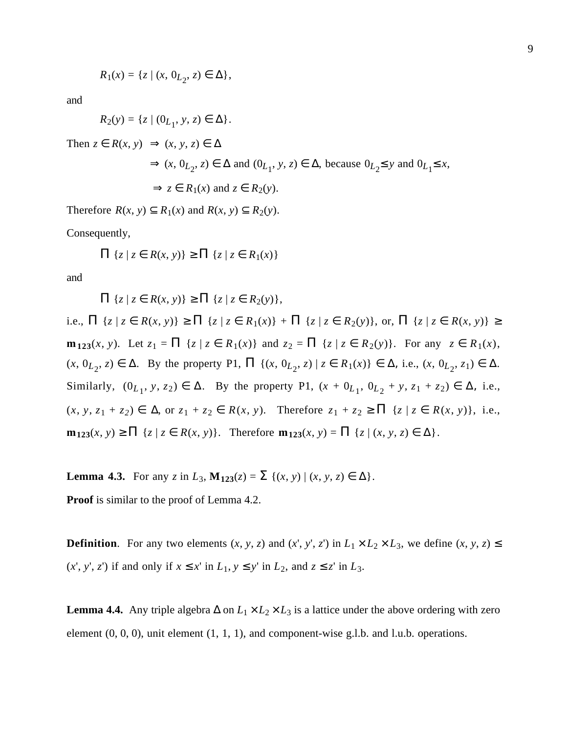$$R_1(x) = \{z \mid (x, 0_{L_2}, z) \in \Delta\},$$

and

$$R_2(y) = \{z \mid (0_{L_1}, y, z) \in \Delta\}.$$

Then $z \in R(x, y) \Rightarrow (x, y, z) \in \Delta$

$\Rightarrow (x, 0_{L_2}, z) \in \Delta$ and $(0_{L_1}, y, z) \in \Delta$, because $0_{L_2} \leq y$ and $0_{L_1} \leq x$,

$\Rightarrow z \in R_1(x)$ and $z \in R_2(y)$.

Therefore $R(x, y) \subseteq R_1(x)$ and $R(x, y) \subseteq R_2(y)$.

Consequently,

$$\prod \{z \mid z \in R(x, y)\} \geq \prod \{z \mid z \in R_1(x)\}$$

and

$$\prod \{z \mid z \in R(x, y)\} \geq \prod \{z \mid z \in R_2(y)\},$$

i.e., $\prod \{z \mid z \in R(x, y)\} \geq \prod \{z \mid z \in R_1(x)\} + \prod \{z \mid z \in R_2(y)\}$, or, $\prod \{z \mid z \in R(x, y)\} \geq \mathbf{m_{123}}(x, y)$. Let $z_1 = \prod \{z \mid z \in R_1(x)\}$ and $z_2 = \prod \{z \mid z \in R_2(y)\}$. For any $z \in R_1(x)$, $(x, 0_{L_2}, z) \in \Delta$. By the property P1, $\prod \{(x, 0_{L_2}, z) \mid z \in R_1(x)\} \in \Delta$, i.e., $(x, 0_{L_2}, z_1) \in \Delta$. Similarly, $(0_{L_1}, y, z_2) \in \Delta$. By the property P1, $(x + 0_{L_1}, 0_{L_2} + y, z_1 + z_2) \in \Delta$, i.e., $(x, y, z_1 + z_2) \in \Delta$, or $z_1 + z_2 \in R(x, y)$. Therefore $z_1 + z_2 \geq \prod \{z \mid z \in R(x, y)\}$, i.e., $\mathbf{m_{123}}(x, y) \geq \prod \{z \mid z \in R(x, y)\}$. Therefore $\mathbf{m_{123}}(x, y) = \prod \{z \mid (x, y, z) \in \Delta\}$.

**Lemma 4.3.** For any $z$ in $L_3$, $\mathbf{M_{123}}(z) = \sum \{(x, y) \mid (x, y, z) \in \Delta\}$.

**Proof** is similar to the proof of Lemma 4.2.

**Definition**. For any two elements $(x, y, z)$ and $(x', y', z')$ in $L_1 \times L_2 \times L_3$, we define $(x, y, z) \leq (x', y', z')$ if and only if $x \leq x'$ in $L_1$, $y \leq y'$ in $L_2$, and $z \leq z'$ in $L_3$.

**Lemma 4.4.** Any triple algebra $\Delta$ on $L_1 \times L_2 \times L_3$ is a lattice under the above ordering with zero element (0, 0, 0), unit element (1, 1, 1), and component-wise g.l.b. and l.u.b. operations.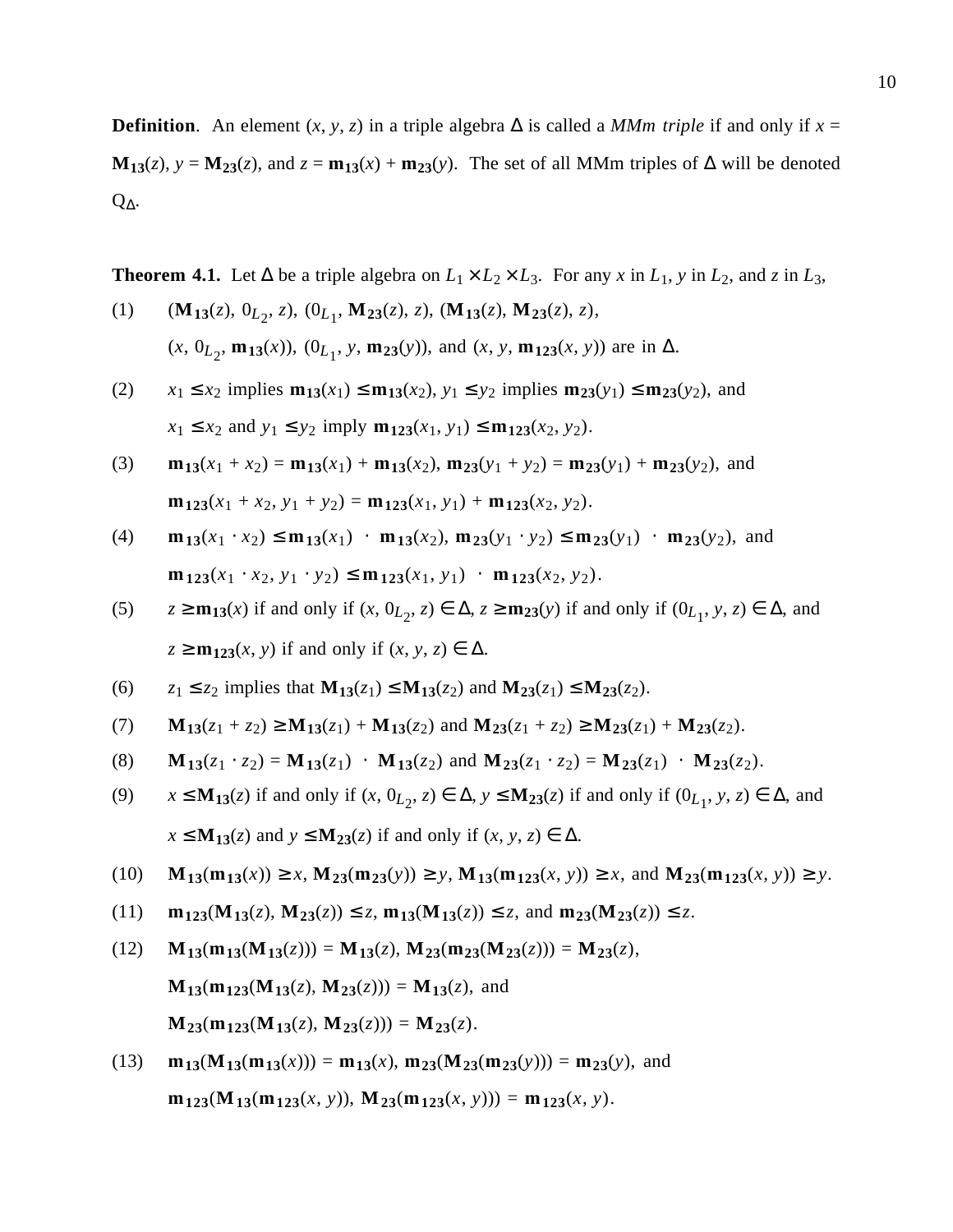**Definition**. An element $(x, y, z)$ in a triple algebra $\Delta$ is called a *MMm triple* if and only if $x = \mathbf{M_{13}}(z)$, $y = \mathbf{M_{23}}(z)$, and $z = \mathbf{m_{13}}(x) + \mathbf{m_{23}}(y)$. The set of all MMm triples of $\Delta$ will be denoted $Q_\Delta$.

**Theorem 4.1.** Let $\Delta$ be a triple algebra on $L_1 \times L_2 \times L_3$. For any $x$ in $L_1$, $y$ in $L_2$, and $z$ in $L_3$,

(1) $(\mathbf{M_{13}}(z), 0_{L_2}, z)$, $(0_{L_1}, \mathbf{M_{23}}(z), z)$, $(\mathbf{M_{13}}(z), \mathbf{M_{23}}(z), z)$, $(x, 0_{L_2}, \mathbf{m_{13}}(x))$, $(0_{L_1}, y, \mathbf{m_{23}}(y))$, and $(x, y, \mathbf{m_{123}}(x, y))$ are in $\Delta$.

(2) $x_1 \leq x_2$ implies $\mathbf{m_{13}}(x_1) \leq \mathbf{m_{13}}(x_2)$, $y_1 \leq y_2$ implies $\mathbf{m_{23}}(y_1) \leq \mathbf{m_{23}}(y_2)$, and $x_1 \leq x_2$ and $y_1 \leq y_2$ imply $\mathbf{m_{123}}(x_1, y_1) \leq \mathbf{m_{123}}(x_2, y_2)$.

(3) $\mathbf{m_{13}}(x_1 + x_2) = \mathbf{m_{13}}(x_1) + \mathbf{m_{13}}(x_2)$, $\mathbf{m_{23}}(y_1 + y_2) = \mathbf{m_{23}}(y_1) + \mathbf{m_{23}}(y_2)$, and $\mathbf{m_{123}}(x_1 + x_2, y_1 + y_2) = \mathbf{m_{123}}(x_1, y_1) + \mathbf{m_{123}}(x_2, y_2)$.

(4) $\mathbf{m_{13}}(x_1 \cdot x_2) \leq \mathbf{m_{13}}(x_1) \cdot \mathbf{m_{13}}(x_2)$, $\mathbf{m_{23}}(y_1 \cdot y_2) \leq \mathbf{m_{23}}(y_1) \cdot \mathbf{m_{23}}(y_2)$, and $\mathbf{m_{123}}(x_1 \cdot x_2, y_1 \cdot y_2) \leq \mathbf{m_{123}}(x_1, y_1) \cdot \mathbf{m_{123}}(x_2, y_2)$.

(5) $z \geq \mathbf{m_{13}}(x)$ if and only if $(x, 0_{L_2}, z) \in \Delta$, $z \geq \mathbf{m_{23}}(y)$ if and only if $(0_{L_1}, y, z) \in \Delta$, and $z \geq \mathbf{m_{123}}(x, y)$ if and only if $(x, y, z) \in \Delta$.

(6) $z_1 \leq z_2$ implies that $\mathbf{M_{13}}(z_1) \leq \mathbf{M_{13}}(z_2)$ and $\mathbf{M_{23}}(z_1) \leq \mathbf{M_{23}}(z_2)$.

(7) $\mathbf{M_{13}}(z_1 + z_2) \geq \mathbf{M_{13}}(z_1) + \mathbf{M_{13}}(z_2)$ and $\mathbf{M_{23}}(z_1 + z_2) \geq \mathbf{M_{23}}(z_1) + \mathbf{M_{23}}(z_2)$.

(8) $\mathbf{M_{13}}(z_1 \cdot z_2) = \mathbf{M_{13}}(z_1) \cdot \mathbf{M_{13}}(z_2)$ and $\mathbf{M_{23}}(z_1 \cdot z_2) = \mathbf{M_{23}}(z_1) \cdot \mathbf{M_{23}}(z_2)$.

(9) $x \leq \mathbf{M_{13}}(z)$ if and only if $(x, 0_{L_2}, z) \in \Delta$, $y \leq \mathbf{M_{23}}(z)$ if and only if $(0_{L_1}, y, z) \in \Delta$, and $x \leq \mathbf{M_{13}}(z)$ and $y \leq \mathbf{M_{23}}(z)$ if and only if $(x, y, z) \in \Delta$.

(10) $\mathbf{M_{13}}(\mathbf{m_{13}}(x)) \geq x$, $\mathbf{M_{23}}(\mathbf{m_{23}}(y)) \geq y$, $\mathbf{M_{13}}(\mathbf{m_{123}}(x, y)) \geq x$, and $\mathbf{M_{23}}(\mathbf{m_{123}}(x, y)) \geq y$.

(11) $\mathbf{m_{123}}(\mathbf{M_{13}}(z), \mathbf{M_{23}}(z)) \leq z$, $\mathbf{m_{13}}(\mathbf{M_{13}}(z)) \leq z$, and $\mathbf{m_{23}}(\mathbf{M_{23}}(z)) \leq z$.

(12) $\mathbf{M_{13}}(\mathbf{m_{13}}(\mathbf{M_{13}}(z))) = \mathbf{M_{13}}(z)$, $\mathbf{M_{23}}(\mathbf{m_{23}}(\mathbf{M_{23}}(z))) = \mathbf{M_{23}}(z)$, $\mathbf{M_{13}}(\mathbf{m_{123}}(\mathbf{M_{13}}(z), \mathbf{M_{23}}(z))) = \mathbf{M_{13}}(z)$, and $\mathbf{M_{23}}(\mathbf{m_{123}}(\mathbf{M_{13}}(z), \mathbf{M_{23}}(z))) = \mathbf{M_{23}}(z)$.

(13) $\mathbf{m_{13}}(\mathbf{M_{13}}(\mathbf{m_{13}}(x))) = \mathbf{m_{13}}(x)$, $\mathbf{m_{23}}(\mathbf{M_{23}}(\mathbf{m_{23}}(y))) = \mathbf{m_{23}}(y)$, and $\mathbf{m_{123}}(\mathbf{M_{13}}(\mathbf{m_{123}}(x, y)), \mathbf{M_{23}}(\mathbf{m_{123}}(x, y))) = \mathbf{m_{123}}(x, y)$.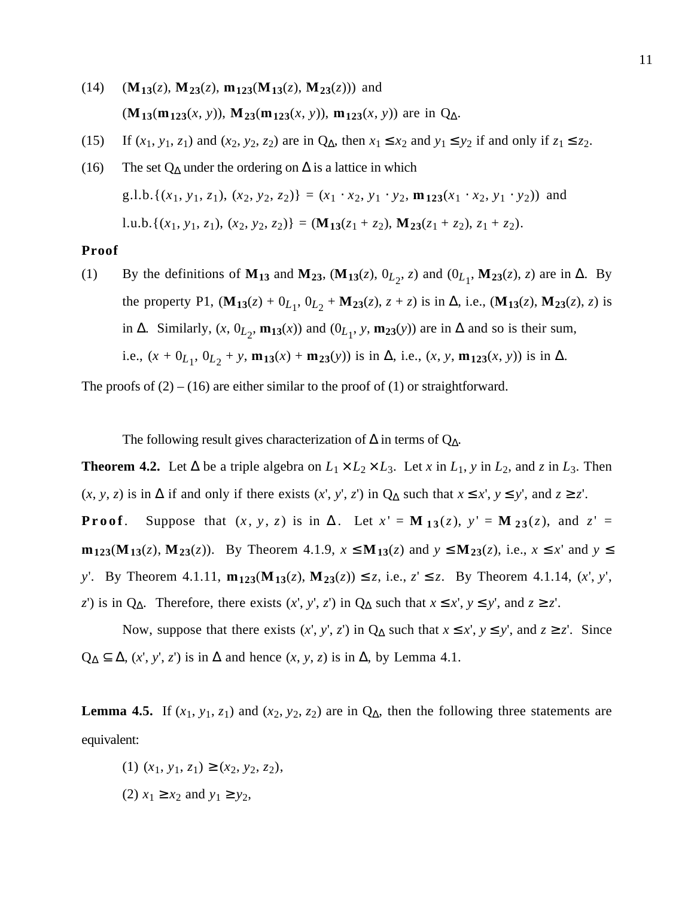(14) $(\mathbf{M_{13}}(z), \mathbf{M_{23}}(z), \mathbf{m_{123}}(\mathbf{M_{13}}(z), \mathbf{M_{23}}(z)))$ and

$(\mathbf{M_{13}}(\mathbf{m_{123}}(x, y)), \mathbf{M_{23}}(\mathbf{m_{123}}(x, y)), \mathbf{m_{123}}(x, y))$ are in $Q_\Delta$.

(15) If $(x_1, y_1, z_1)$ and $(x_2, y_2, z_2)$ are in $Q_\Delta$, then $x_1 \leq x_2$ and $y_1 \leq y_2$ if and only if $z_1 \leq z_2$.

(16) The set $Q_\Delta$ under the ordering on $\Delta$ is a lattice in which

g.l.b.$\{(x_1, y_1, z_1), (x_2, y_2, z_2)\} = (x_1 \cdot x_2, y_1 \cdot y_2, \mathbf{m_{123}}(x_1 \cdot x_2, y_1 \cdot y_2))$ and

l.u.b.$\{(x_1, y_1, z_1), (x_2, y_2, z_2)\} = (\mathbf{M_{13}}(z_1 + z_2), \mathbf{M_{23}}(z_1 + z_2), z_1 + z_2)$.

**Proof**

(1) By the definitions of $\mathbf{M_{13}}$ and $\mathbf{M_{23}}$, $(\mathbf{M_{13}}(z), 0_{L_2}, z)$ and $(0_{L_1}, \mathbf{M_{23}}(z), z)$ are in $\Delta$. By the property P1, $(\mathbf{M_{13}}(z) + 0_{L_1}, 0_{L_2} + \mathbf{M_{23}}(z), z + z)$ is in $\Delta$, i.e., $(\mathbf{M_{13}}(z), \mathbf{M_{23}}(z), z)$ is in $\Delta$. Similarly, $(x, 0_{L_2}, \mathbf{m_{13}}(x))$ and $(0_{L_1}, y, \mathbf{m_{23}}(y))$ are in $\Delta$ and so is their sum, i.e., $(x + 0_{L_1}, 0_{L_2} + y, \mathbf{m_{13}}(x) + \mathbf{m_{23}}(y))$ is in $\Delta$, i.e., $(x, y, \mathbf{m_{123}}(x, y))$ is in $\Delta$.

The proofs of (2) – (16) are either similar to the proof of (1) or straightforward.

The following result gives characterization of $\Delta$ in terms of $Q_\Delta$.

**Theorem 4.2.** Let $\Delta$ be a triple algebra on $L_1 \times L_2 \times L_3$. Let $x$ in $L_1$, $y$ in $L_2$, and $z$ in $L_3$. Then $(x, y, z)$ is in $\Delta$ if and only if there exists $(x', y', z')$ in $Q_\Delta$ such that $x \leq x'$, $y \leq y'$, and $z \geq z'$.

**Proof.** Suppose that $(x, y, z)$ is in $\Delta$. Let $x' = \mathbf{M_{13}}(z)$, $y' = \mathbf{M_{23}}(z)$, and $z' = \mathbf{m_{123}}(\mathbf{M_{13}}(z), \mathbf{M_{23}}(z))$. By Theorem 4.1.9, $x \leq \mathbf{M_{13}}(z)$ and $y \leq \mathbf{M_{23}}(z)$, i.e., $x \leq x'$ and $y \leq y'$. By Theorem 4.1.11, $\mathbf{m_{123}}(\mathbf{M_{13}}(z), \mathbf{M_{23}}(z)) \leq z$, i.e., $z' \leq z$. By Theorem 4.1.14, $(x', y', z')$ is in $Q_\Delta$. Therefore, there exists $(x', y', z')$ in $Q_\Delta$ such that $x \leq x'$, $y \leq y'$, and $z \geq z'$.

Now, suppose that there exists $(x', y', z')$ in $Q_\Delta$ such that $x \leq x'$, $y \leq y'$, and $z \geq z'$. Since $Q_\Delta \subseteq \Delta$, $(x', y', z')$ is in $\Delta$ and hence $(x, y, z)$ is in $\Delta$, by Lemma 4.1.

**Lemma 4.5.** If $(x_1, y_1, z_1)$ and $(x_2, y_2, z_2)$ are in $Q_\Delta$, then the following three statements are equivalent:

(1) $(x_1, y_1, z_1) \geq (x_2, y_2, z_2)$,

(2) $x_1 \geq x_2$ and $y_1 \geq y_2$,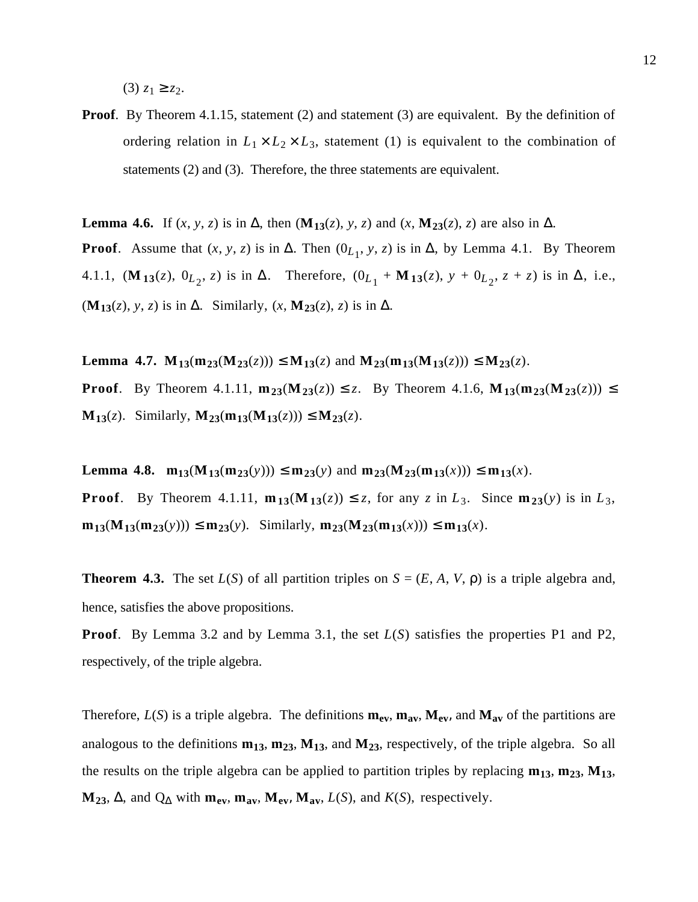(3) $z_1 \geq z_2$.

**Proof**. By Theorem 4.1.15, statement (2) and statement (3) are equivalent. By the definition of ordering relation in $L_1 \times L_2 \times L_3$, statement (1) is equivalent to the combination of statements (2) and (3). Therefore, the three statements are equivalent.

**Lemma 4.6.** If $(x, y, z)$ is in $\Delta$, then $(\mathbf{M_{13}}(z), y, z)$ and $(x, \mathbf{M_{23}}(z), z)$ are also in $\Delta$.

**Proof**. Assume that $(x, y, z)$ is in $\Delta$. Then $(0_{L_1}, y, z)$ is in $\Delta$, by Lemma 4.1. By Theorem 4.1.1, $(\mathbf{M_{13}}(z), 0_{L_2}, z)$ is in $\Delta$. Therefore, $(0_{L_1} + \mathbf{M_{13}}(z), y + 0_{L_2}, z + z)$ is in $\Delta$, i.e., $(\mathbf{M_{13}}(z), y, z)$ is in $\Delta$. Similarly, $(x, \mathbf{M_{23}}(z), z)$ is in $\Delta$.

**Lemma 4.7.** $\mathbf{M_{13}}(\mathbf{m_{23}}(\mathbf{M_{23}}(z))) \leq \mathbf{M_{13}}(z)$ and $\mathbf{M_{23}}(\mathbf{m_{13}}(\mathbf{M_{13}}(z))) \leq \mathbf{M_{23}}(z)$.

**Proof**. By Theorem 4.1.11, $\mathbf{m_{23}}(\mathbf{M_{23}}(z)) \leq z$. By Theorem 4.1.6, $\mathbf{M_{13}}(\mathbf{m_{23}}(\mathbf{M_{23}}(z))) \leq \mathbf{M_{13}}(z)$. Similarly, $\mathbf{M_{23}}(\mathbf{m_{13}}(\mathbf{M_{13}}(z))) \leq \mathbf{M_{23}}(z)$.

**Lemma 4.8.** $\mathbf{m_{13}}(\mathbf{M_{13}}(\mathbf{m_{23}}(y))) \leq \mathbf{m_{23}}(y)$ and $\mathbf{m_{23}}(\mathbf{M_{23}}(\mathbf{m_{13}}(x))) \leq \mathbf{m_{13}}(x)$.

**Proof**. By Theorem 4.1.11, $\mathbf{m_{13}}(\mathbf{M_{13}}(z)) \leq z$, for any $z$ in $L_3$. Since $\mathbf{m_{23}}(y)$ is in $L_3$, $\mathbf{m_{13}}(\mathbf{M_{13}}(\mathbf{m_{23}}(y))) \leq \mathbf{m_{23}}(y)$. Similarly, $\mathbf{m_{23}}(\mathbf{M_{23}}(\mathbf{m_{13}}(x))) \leq \mathbf{m_{13}}(x)$.

**Theorem 4.3.** The set $L(S)$ of all partition triples on $S = (E, A, V, \rho)$ is a triple algebra and, hence, satisfies the above propositions.

**Proof**. By Lemma 3.2 and by Lemma 3.1, the set $L(S)$ satisfies the properties P1 and P2, respectively, of the triple algebra.

Therefore, $L(S)$ is a triple algebra. The definitions $\mathbf{m_{ev}}$, $\mathbf{m_{av}}$, $\mathbf{M_{ev}}$, and $\mathbf{M_{av}}$ of the partitions are analogous to the definitions $\mathbf{m_{13}}$, $\mathbf{m_{23}}$, $\mathbf{M_{13}}$, and $\mathbf{M_{23}}$, respectively, of the triple algebra. So all the results on the triple algebra can be applied to partition triples by replacing $\mathbf{m_{13}}$, $\mathbf{m_{23}}$, $\mathbf{M_{13}}$, $\mathbf{M_{23}}$, $\Delta$, and $Q_\Delta$ with $\mathbf{m_{ev}}$, $\mathbf{m_{av}}$, $\mathbf{M_{ev}}$, $\mathbf{M_{av}}$, $L(S)$, and $K(S)$, respectively.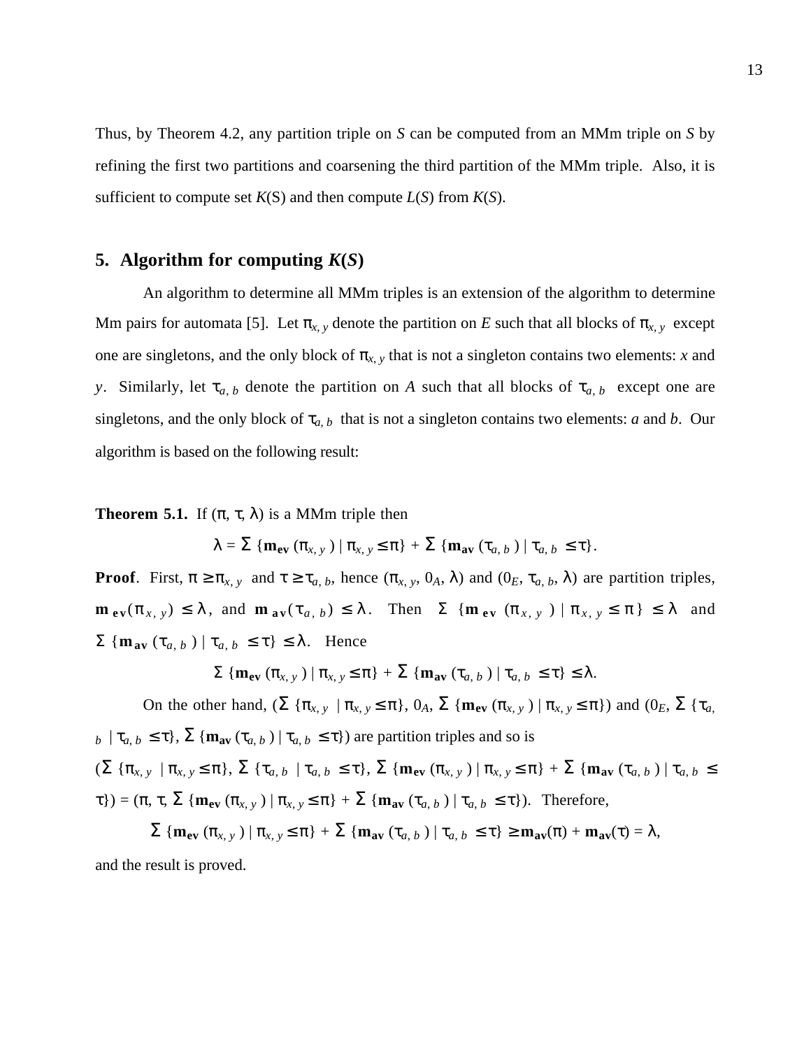Thus, by Theorem 4.2, any partition triple on $S$ can be computed from an MMm triple on $S$ by refining the first two partitions and coarsening the third partition of the MMm triple. Also, it is sufficient to compute set $K$(S) and then compute $L(S)$ from $K(S)$.

## 5. Algorithm for computing $K(S)$

An algorithm to determine all MMm triples is an extension of the algorithm to determine Mm pairs for automata [5]. Let $\pi_{x,y}$ denote the partition on $E$ such that all blocks of $\pi_{x,y}$ except one are singletons, and the only block of $\pi_{x,y}$ that is not a singleton contains two elements: $x$ and $y$. Similarly, let $\tau_{a,b}$ denote the partition on $A$ such that all blocks of $\tau_{a,b}$ except one are singletons, and the only block of $\tau_{a,b}$ that is not a singleton contains two elements: $a$ and $b$. Our algorithm is based on the following result:

**Theorem 5.1.** If $(\pi, \tau, \lambda)$ is a MMm triple then

$$\lambda = \Sigma \{\mathbf{m_{ev}}(\pi_{x,y}) \mid \pi_{x,y} \leq \pi\} + \Sigma \{\mathbf{m_{av}}(\tau_{a,b}) \mid \tau_{a,b} \leq \tau\}.$$

**Proof**. First, $\pi \geq \pi_{x,y}$ and $\tau \geq \tau_{a,b}$, hence $(\pi_{x,y}, 0_A, \lambda)$ and $(0_E, \tau_{a,b}, \lambda)$ are partition triples, $\mathbf{m_{ev}}(\pi_{x,y}) \leq \lambda$, and $\mathbf{m_{av}}(\tau_{a,b}) \leq \lambda$. Then $\Sigma \{\mathbf{m_{ev}}(\pi_{x,y}) \mid \pi_{x,y} \leq \pi\} \leq \lambda$ and $\Sigma \{\mathbf{m_{av}}(\tau_{a,b}) \mid \tau_{a,b} \leq \tau\} \leq \lambda$. Hence

$$\Sigma \{\mathbf{m_{ev}}(\pi_{x,y}) \mid \pi_{x,y} \leq \pi\} + \Sigma \{\mathbf{m_{av}}(\tau_{a,b}) \mid \tau_{a,b} \leq \tau\} \leq \lambda.$$

On the other hand, $(\Sigma \{\pi_{x,y} \mid \pi_{x,y} \leq \pi\}, 0_A, \Sigma \{\mathbf{m_{ev}}(\pi_{x,y}) \mid \pi_{x,y} \leq \pi\})$ and $(0_E, \Sigma \{\tau_{a,b} \mid \tau_{a,b} \leq \tau\}, \Sigma \{\mathbf{m_{av}}(\tau_{a,b}) \mid \tau_{a,b} \leq \tau\})$ are partition triples and so is $(\Sigma \{\pi_{x,y} \mid \pi_{x,y} \leq \pi\}, \Sigma \{\tau_{a,b} \mid \tau_{a,b} \leq \tau\}, \Sigma \{\mathbf{m_{ev}}(\pi_{x,y}) \mid \pi_{x,y} \leq \pi\} + \Sigma \{\mathbf{m_{av}}(\tau_{a,b}) \mid \tau_{a,b} \leq \tau\}) = (\pi, \tau, \Sigma \{\mathbf{m_{ev}}(\pi_{x,y}) \mid \pi_{x,y} \leq \pi\} + \Sigma \{\mathbf{m_{av}}(\tau_{a,b}) \mid \tau_{a,b} \leq \tau\})$. Therefore,

$$\Sigma \{\mathbf{m_{ev}}(\pi_{x,y}) \mid \pi_{x,y} \leq \pi\} + \Sigma \{\mathbf{m_{av}}(\tau_{a,b}) \mid \tau_{a,b} \leq \tau\} \geq \mathbf{m_{av}}(\pi) + \mathbf{m_{av}}(\tau) = \lambda,$$

and the result is proved.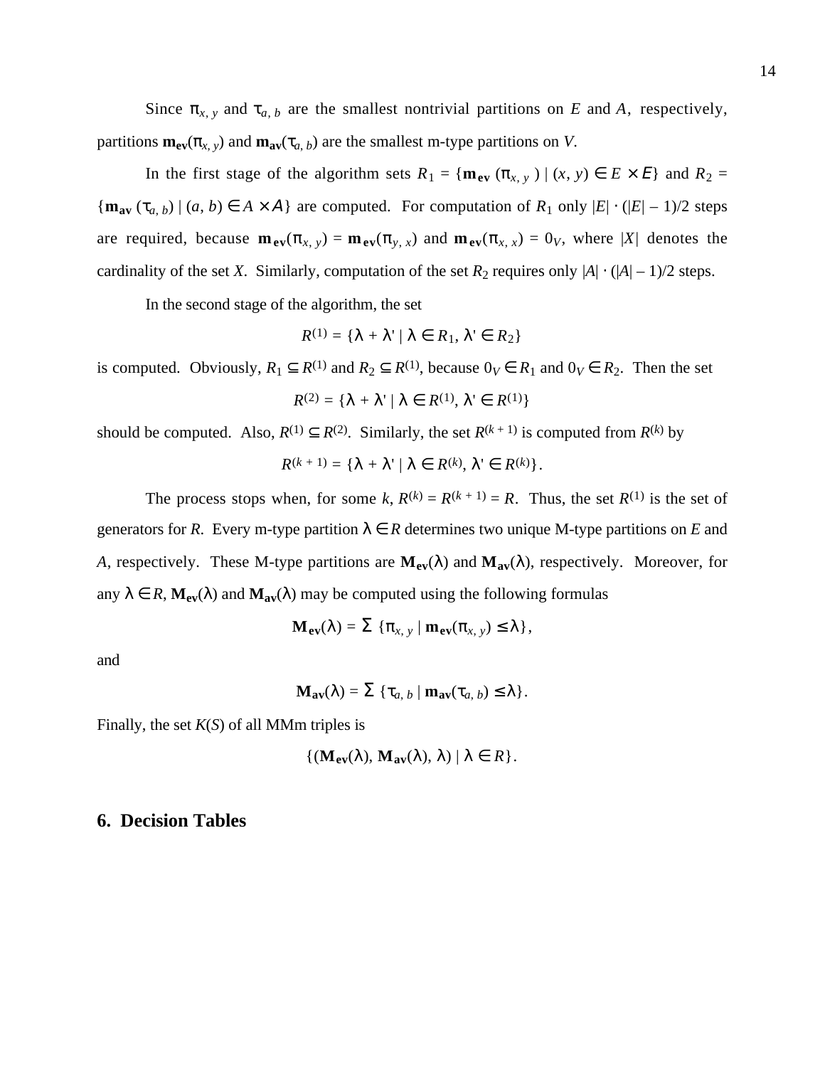Since $\pi_{x,\,y}$ and $\tau_{a,\,b}$ are the smallest nontrivial partitions on $E$ and $A$, respectively, partitions $\mathbf{m_{ev}}(\pi_{x,\,y})$ and $\mathbf{m_{av}}(\tau_{a,\,b})$ are the smallest m-type partitions on $V$.

In the first stage of the algorithm sets $R_1 = \{\mathbf{m_{ev}}\,(\pi_{x,\,y}\,) \mid (x, y) \in E \times E\}$ and $R_2 = \{\mathbf{m_{av}}\,(\tau_{a,\,b}) \mid (a, b) \in A \times A\}$ are computed. For computation of $R_1$ only $|E| \cdot (|E| - 1)/2$ steps are required, because $\mathbf{m_{ev}}(\pi_{x,\,y}) = \mathbf{m_{ev}}(\pi_{y,\,x})$ and $\mathbf{m_{ev}}(\pi_{x,\,x}) = 0_V$, where $|X|$ denotes the cardinality of the set $X$. Similarly, computation of the set $R_2$ requires only $|A| \cdot (|A| - 1)/2$ steps.

In the second stage of the algorithm, the set

$$R^{(1)} = \{\lambda + \lambda' \mid \lambda \in R_1, \lambda' \in R_2\}$$

is computed. Obviously, $R_1 \subseteq R^{(1)}$ and $R_2 \subseteq R^{(1)}$, because $0_V \in R_1$ and $0_V \in R_2$. Then the set

$$R^{(2)} = \{\lambda + \lambda' \mid \lambda \in R^{(1)}, \lambda' \in R^{(1)}\}$$

should be computed. Also, $R^{(1)} \subseteq R^{(2)}$. Similarly, the set $R^{(k+1)}$ is computed from $R^{(k)}$ by

$$R^{(k+1)} = \{\lambda + \lambda' \mid \lambda \in R^{(k)}, \lambda' \in R^{(k)}\}.$$

The process stops when, for some $k$, $R^{(k)} = R^{(k+1)} = R$. Thus, the set $R^{(1)}$ is the set of generators for $R$. Every m-type partition $\lambda \in R$ determines two unique M-type partitions on $E$ and $A$, respectively. These M-type partitions are $\mathbf{M_{ev}}(\lambda)$ and $\mathbf{M_{av}}(\lambda)$, respectively. Moreover, for any $\lambda \in R$, $\mathbf{M_{ev}}(\lambda)$ and $\mathbf{M_{av}}(\lambda)$ may be computed using the following formulas

$$\mathbf{M_{ev}}(\lambda) = \Sigma\ \{\pi_{x,\,y} \mid \mathbf{m_{ev}}(\pi_{x,\,y}) \leq \lambda\},$$

and

$$\mathbf{M_{av}}(\lambda) = \Sigma\ \{\tau_{a,\,b} \mid \mathbf{m_{av}}(\tau_{a,\,b}) \leq \lambda\}.$$

Finally, the set $K(S)$ of all MMm triples is

$$\{(\mathbf{M_{ev}}(\lambda), \mathbf{M_{av}}(\lambda), \lambda) \mid \lambda \in R\}.$$

## 6. Decision Tables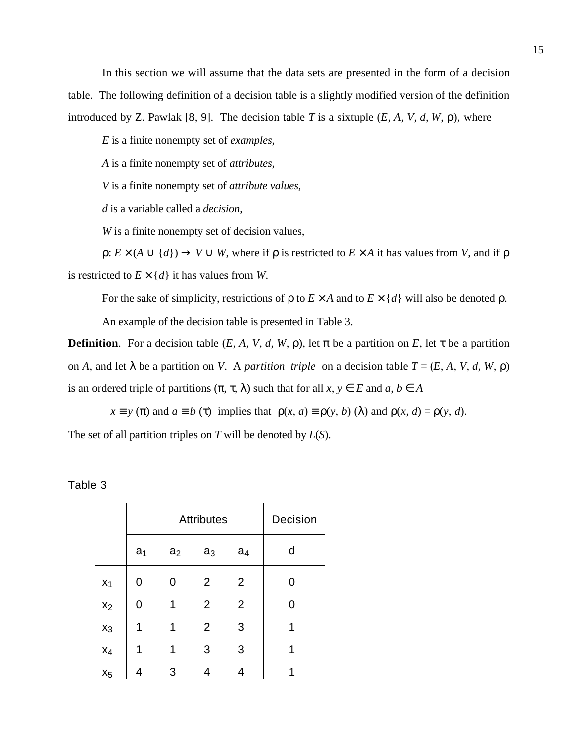In this section we will assume that the data sets are presented in the form of a decision table. The following definition of a decision table is a slightly modified version of the definition introduced by Z. Pawlak [8, 9]. The decision table $T$ is a sixtuple $(E, A, V, d, W, \rho)$, where

$E$ is a finite nonempty set of *examples*,

$A$ is a finite nonempty set of *attributes*,

$V$ is a finite nonempty set of *attribute values*,

$d$ is a variable called a *decision*,

$W$ is a finite nonempty set of decision values,

$\rho: E \times (A \cup \{d\}) \to V \cup W$, where if $\rho$ is restricted to $E \times A$ it has values from $V$, and if $\rho$ is restricted to $E \times \{d\}$ it has values from $W$.

For the sake of simplicity, restrictions of $\rho$ to $E \times A$ and to $E \times \{d\}$ will also be denoted $\rho$.

An example of the decision table is presented in Table 3.

**Definition**. For a decision table $(E, A, V, d, W, \rho)$, let $\pi$ be a partition on $E$, let $\tau$ be a partition on $A$, and let $\lambda$ be a partition on $V$. A *partition triple* on a decision table $T = (E, A, V, d, W, \rho)$ is an ordered triple of partitions $(\pi, \tau, \lambda)$ such that for all $x, y \in E$ and $a, b \in A$

$$x \equiv y\ (\pi) \text{ and } a \equiv b\ (\tau) \text{ implies that } \rho(x, a) \equiv \rho(y, b)\ (\lambda) \text{ and } \rho(x, d) = \rho(y, d).$$

The set of all partition triples on $T$ will be denoted by $L(S)$.

Table 3

| | Attributes | | | | Decision |
|---|---|---|---|---|---|
| | $a_1$ | $a_2$ | $a_3$ | $a_4$ | d |
| $x_1$ | 0 | 0 | 2 | 2 | 0 |
| $x_2$ | 0 | 1 | 2 | 2 | 0 |
| $x_3$ | 1 | 1 | 2 | 3 | 1 |
| $x_4$ | 1 | 1 | 3 | 3 | 1 |
| $x_5$ | 4 | 3 | 4 | 4 | 1 |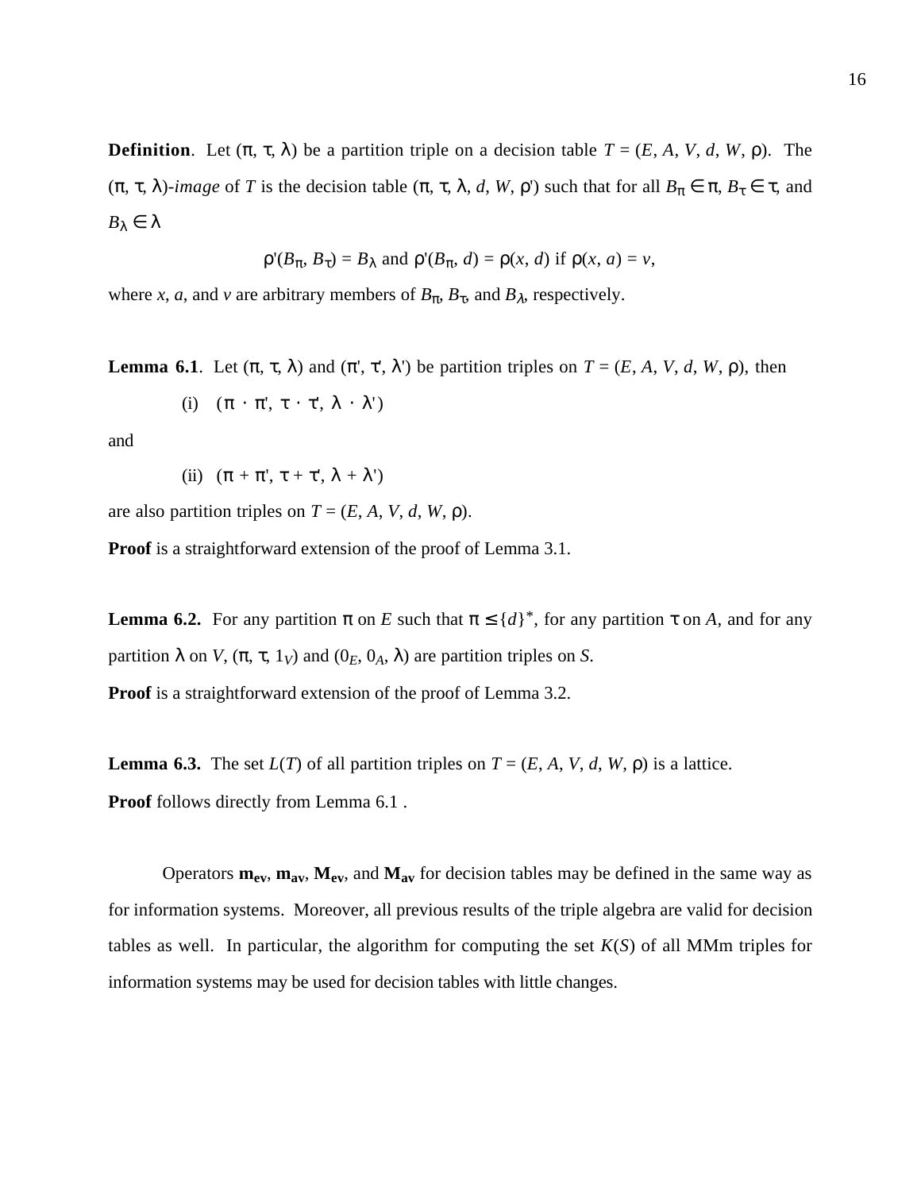**Definition**. Let $(\pi, \tau, \lambda)$ be a partition triple on a decision table $T = (E, A, V, d, W, \rho)$. The $(\pi, \tau, \lambda)$-*image* of $T$ is the decision table $(\pi, \tau, \lambda, d, W, \rho')$ such that for all $B_\pi \in \pi$, $B_\tau \in \tau$, and $B_\lambda \in \lambda$

$$\rho'(B_\pi, B_\tau) = B_\lambda \text{ and } \rho'(B_\pi, d) = \rho(x, d) \text{ if } \rho(x, a) = v,$$

where $x$, $a$, and $v$ are arbitrary members of $B_\pi$, $B_\tau$, and $B_\lambda$, respectively.

**Lemma 6.1**. Let $(\pi, \tau, \lambda)$ and $(\pi', \tau', \lambda')$ be partition triples on $T = (E, A, V, d, W, \rho)$, then

(i) $(\pi \cdot \pi', \tau \cdot \tau', \lambda \cdot \lambda')$

and

(ii) $(\pi + \pi', \tau + \tau', \lambda + \lambda')$

are also partition triples on $T = (E, A, V, d, W, \rho)$.

**Proof** is a straightforward extension of the proof of Lemma 3.1.

**Lemma 6.2.** For any partition $\pi$ on $E$ such that $\pi \leq \{d\}^*$, for any partition $\tau$ on $A$, and for any partition $\lambda$ on $V$, $(\pi, \tau, 1_V)$ and $(0_E, 0_A, \lambda)$ are partition triples on $S$.

**Proof** is a straightforward extension of the proof of Lemma 3.2.

**Lemma 6.3.** The set $L(T)$ of all partition triples on $T = (E, A, V, d, W, \rho)$ is a lattice.

**Proof** follows directly from Lemma 6.1 .

Operators $\mathbf{m_{ev}}$, $\mathbf{m_{av}}$, $\mathbf{M_{ev}}$, and $\mathbf{M_{av}}$ for decision tables may be defined in the same way as for information systems. Moreover, all previous results of the triple algebra are valid for decision tables as well. In particular, the algorithm for computing the set $K(S)$ of all MMm triples for information systems may be used for decision tables with little changes.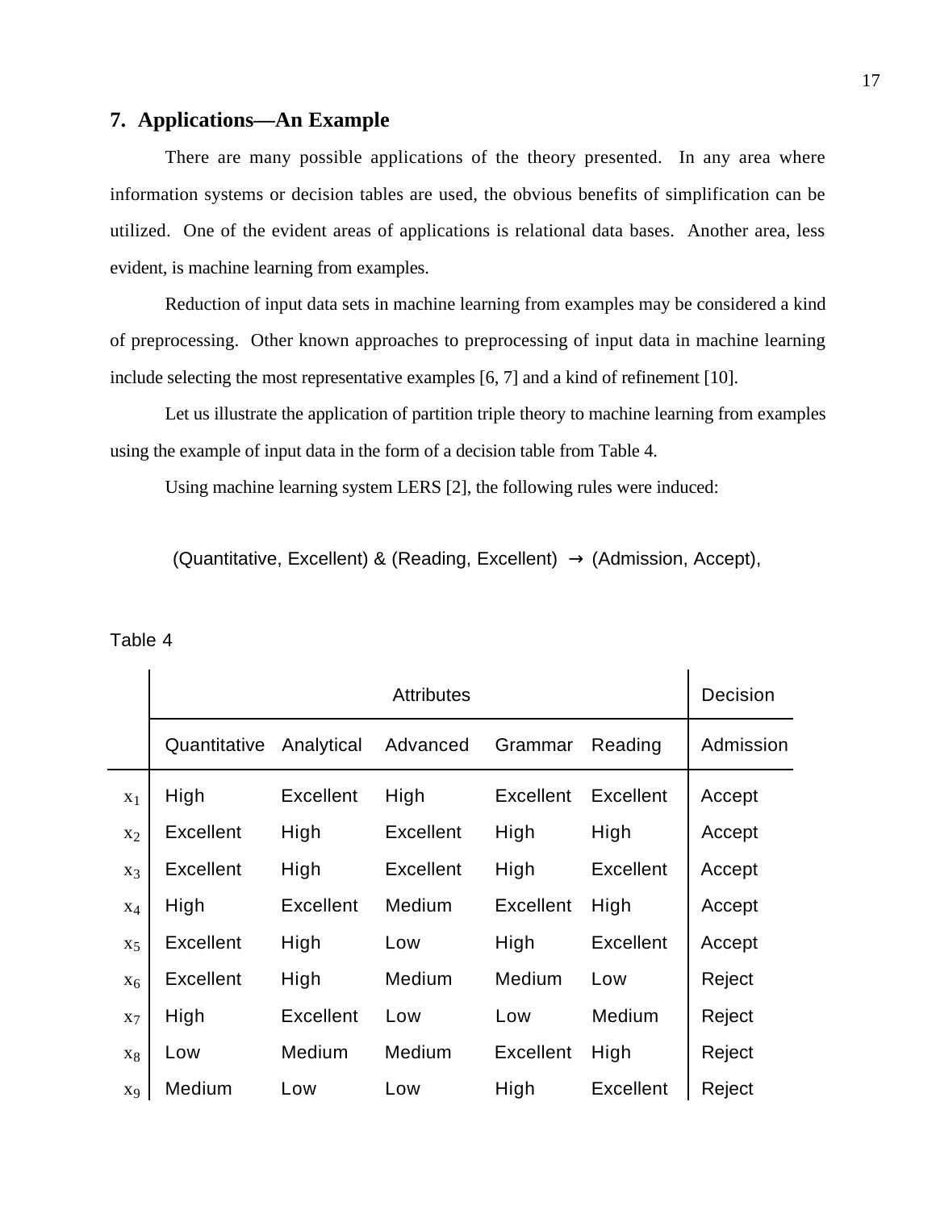## 7. Applications—An Example

There are many possible applications of the theory presented. In any area where information systems or decision tables are used, the obvious benefits of simplification can be utilized. One of the evident areas of applications is relational data bases. Another area, less evident, is machine learning from examples.

Reduction of input data sets in machine learning from examples may be considered a kind of preprocessing. Other known approaches to preprocessing of input data in machine learning include selecting the most representative examples [6, 7] and a kind of refinement [10].

Let us illustrate the application of partition triple theory to machine learning from examples using the example of input data in the form of a decision table from Table 4.

Using machine learning system LERS [2], the following rules were induced:

(Quantitative, Excellent) & (Reading, Excellent) → (Admission, Accept),

Table 4

| | Attributes | | | | | Decision |
|---|---|---|---|---|---|---|
| | Quantitative | Analytical | Advanced | Grammar | Reading | Admission |
| $x_1$ | High | Excellent | High | Excellent | Excellent | Accept |
| $x_2$ | Excellent | High | Excellent | High | High | Accept |
| $x_3$ | Excellent | High | Excellent | High | Excellent | Accept |
| $x_4$ | High | Excellent | Medium | Excellent | High | Accept |
| $x_5$ | Excellent | High | Low | High | Excellent | Accept |
| $x_6$ | Excellent | High | Medium | Medium | Low | Reject |
| $x_7$ | High | Excellent | Low | Low | Medium | Reject |
| $x_8$ | Low | Medium | Medium | Excellent | High | Reject |
| $x_9$ | Medium | Low | Low | High | Excellent | Reject |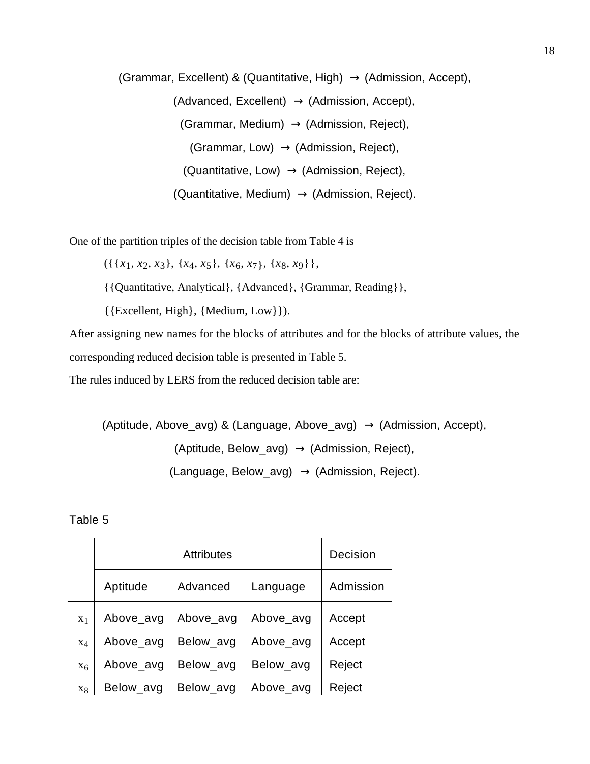(Grammar, Excellent) & (Quantitative, High) → (Admission, Accept),

(Advanced, Excellent) → (Admission, Accept),

(Grammar, Medium) → (Admission, Reject),

(Grammar, Low) → (Admission, Reject),

(Quantitative, Low) → (Admission, Reject),

(Quantitative, Medium) → (Admission, Reject).

One of the partition triples of the decision table from Table 4 is

({{$x_1$, $x_2$, $x_3$}, {$x_4$, $x_5$}, {$x_6$, $x_7$}, {$x_8$, $x_9$}},

{{Quantitative, Analytical}, {Advanced}, {Grammar, Reading}},

{{Excellent, High}, {Medium, Low}}).

After assigning new names for the blocks of attributes and for the blocks of attribute values, the corresponding reduced decision table is presented in Table 5.

The rules induced by LERS from the reduced decision table are:

(Aptitude, Above_avg) & (Language, Above_avg) → (Admission, Accept),

(Aptitude, Below_avg) → (Admission, Reject),

(Language, Below_avg) → (Admission, Reject).

Table 5

| | Attributes | | | Decision |
|---|---|---|---|---|
| | Aptitude | Advanced | Language | Admission |
| $x_1$ | Above_avg | Above_avg | Above_avg | Accept |
| $x_4$ | Above_avg | Below_avg | Above_avg | Accept |
| $x_6$ | Above_avg | Below_avg | Below_avg | Reject |
| $x_8$ | Below_avg | Below_avg | Above_avg | Reject |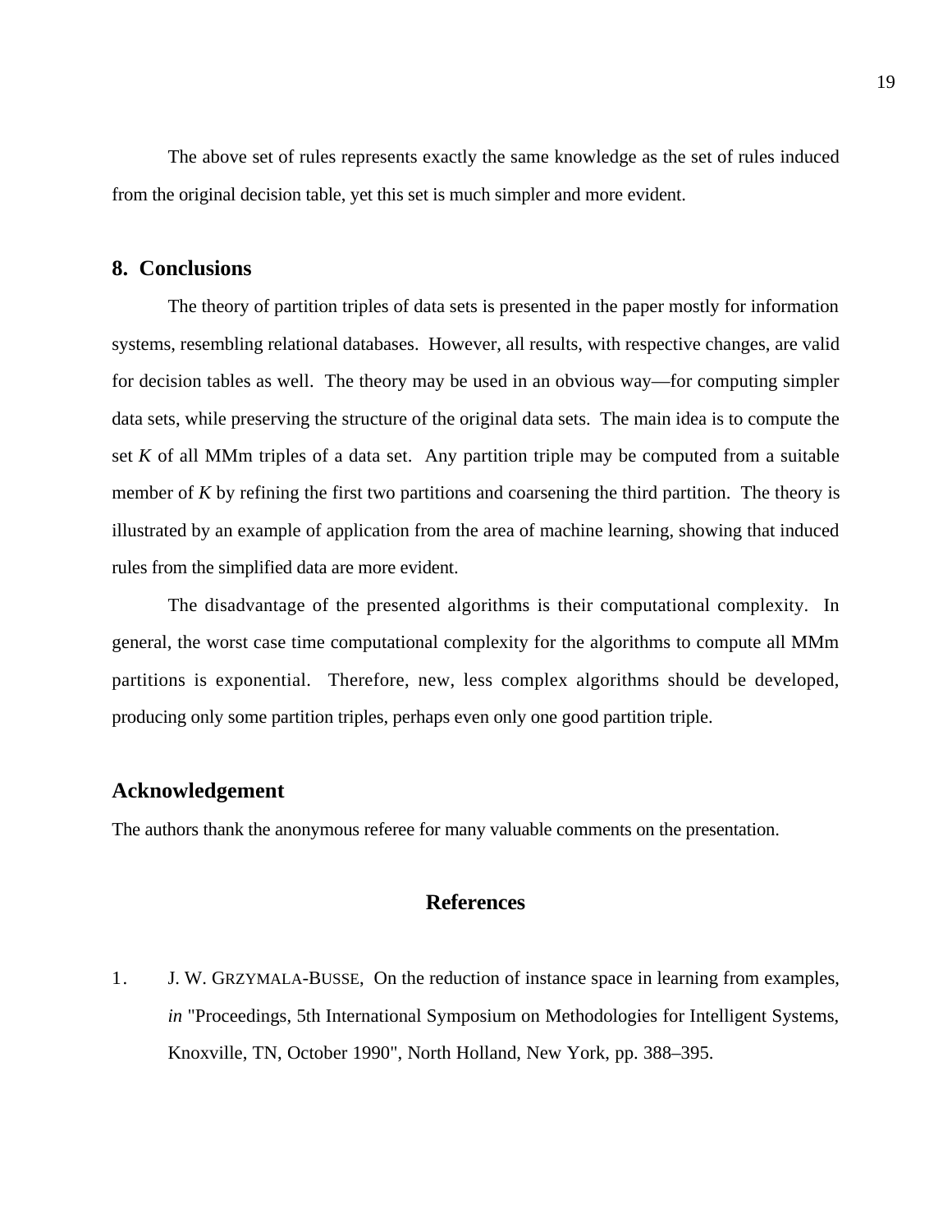The above set of rules represents exactly the same knowledge as the set of rules induced from the original decision table, yet this set is much simpler and more evident.

## 8. Conclusions

The theory of partition triples of data sets is presented in the paper mostly for information systems, resembling relational databases. However, all results, with respective changes, are valid for decision tables as well. The theory may be used in an obvious way—for computing simpler data sets, while preserving the structure of the original data sets. The main idea is to compute the set *K* of all MMm triples of a data set. Any partition triple may be computed from a suitable member of *K* by refining the first two partitions and coarsening the third partition. The theory is illustrated by an example of application from the area of machine learning, showing that induced rules from the simplified data are more evident.

The disadvantage of the presented algorithms is their computational complexity. In general, the worst case time computational complexity for the algorithms to compute all MMm partitions is exponential. Therefore, new, less complex algorithms should be developed, producing only some partition triples, perhaps even only one good partition triple.

## Acknowledgement

The authors thank the anonymous referee for many valuable comments on the presentation.

## References

1. J. W. GRZYMALA-BUSSE, On the reduction of instance space in learning from examples, *in* "Proceedings, 5th International Symposium on Methodologies for Intelligent Systems, Knoxville, TN, October 1990", North Holland, New York, pp. 388–395.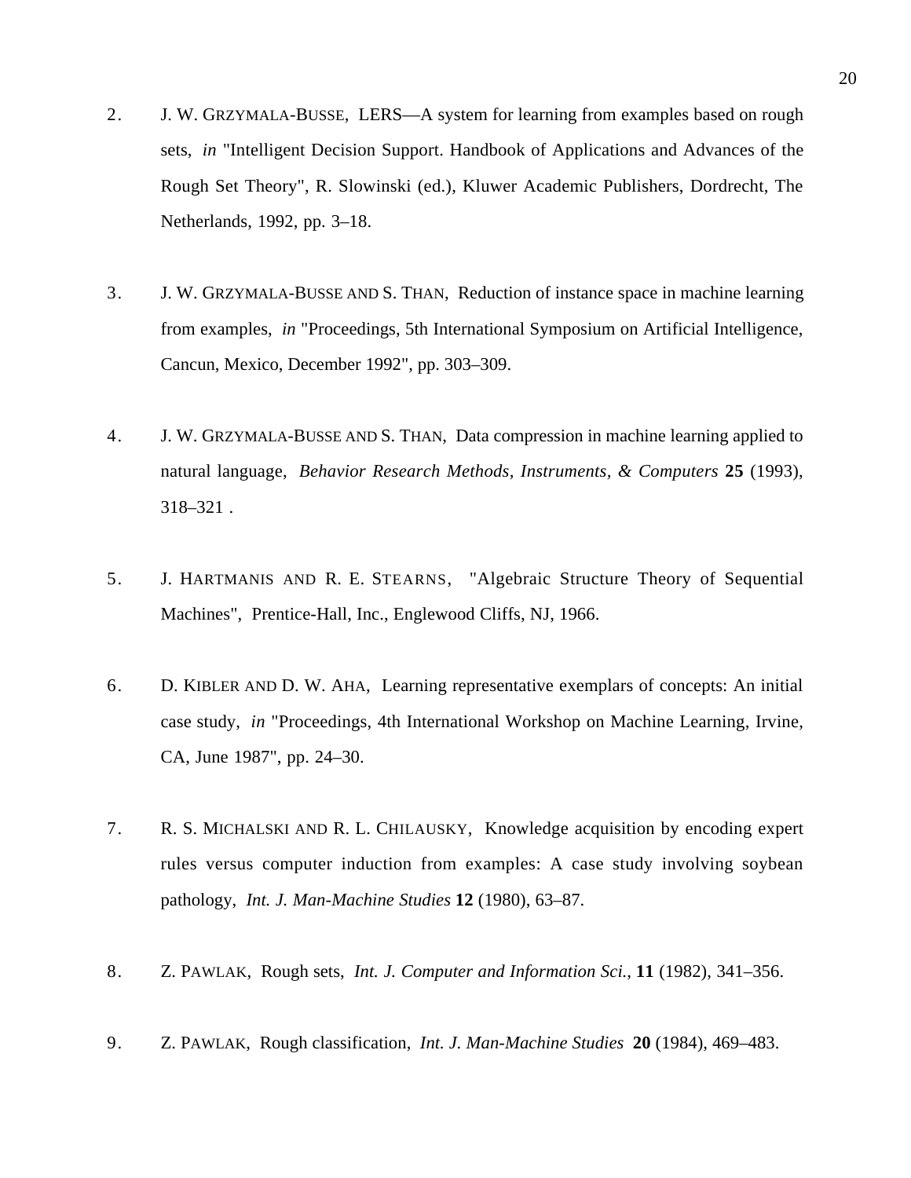2. J. W. GRZYMALA-BUSSE, LERS—A system for learning from examples based on rough sets, *in* "Intelligent Decision Support. Handbook of Applications and Advances of the Rough Set Theory", R. Slowinski (ed.), Kluwer Academic Publishers, Dordrecht, The Netherlands, 1992, pp. 3–18.

3. J. W. GRZYMALA-BUSSE AND S. THAN, Reduction of instance space in machine learning from examples, *in* "Proceedings, 5th International Symposium on Artificial Intelligence, Cancun, Mexico, December 1992", pp. 303–309.

4. J. W. GRZYMALA-BUSSE AND S. THAN, Data compression in machine learning applied to natural language, *Behavior Research Methods, Instruments, & Computers* **25** (1993), 318–321 .

5. J. HARTMANIS AND R. E. STEARNS, "Algebraic Structure Theory of Sequential Machines", Prentice-Hall, Inc., Englewood Cliffs, NJ, 1966.

6. D. KIBLER AND D. W. AHA, Learning representative exemplars of concepts: An initial case study, *in* "Proceedings, 4th International Workshop on Machine Learning, Irvine, CA, June 1987", pp. 24–30.

7. R. S. MICHALSKI AND R. L. CHILAUSKY, Knowledge acquisition by encoding expert rules versus computer induction from examples: A case study involving soybean pathology, *Int. J. Man-Machine Studies* **12** (1980), 63–87.

8. Z. PAWLAK, Rough sets, *Int. J. Computer and Information Sci.*, **11** (1982), 341–356.

9. Z. PAWLAK, Rough classification, *Int. J. Man-Machine Studies* **20** (1984), 469–483.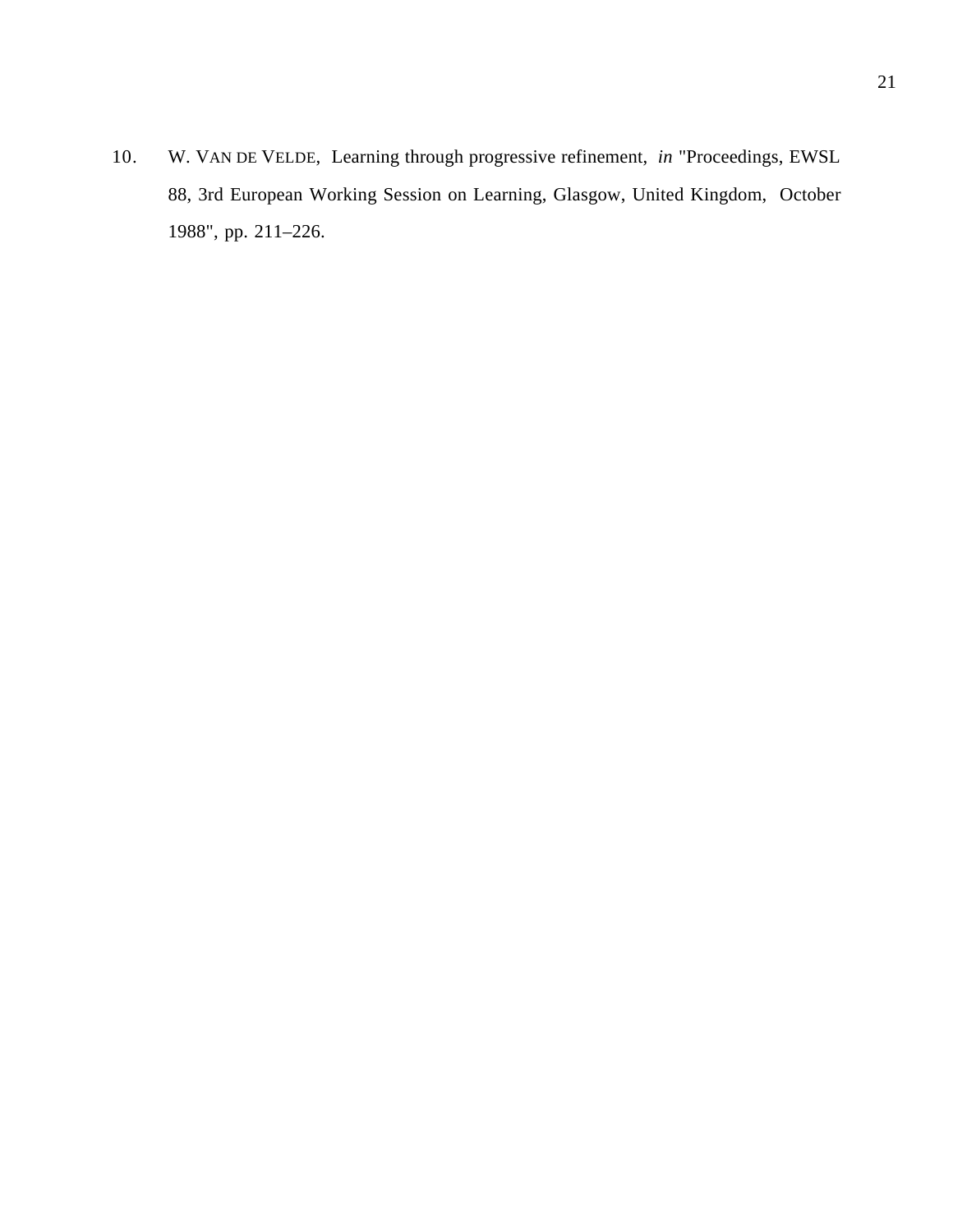10. W. VAN DE VELDE, Learning through progressive refinement, *in* "Proceedings, EWSL 88, 3rd European Working Session on Learning, Glasgow, United Kingdom, October 1988", pp. 211–226.